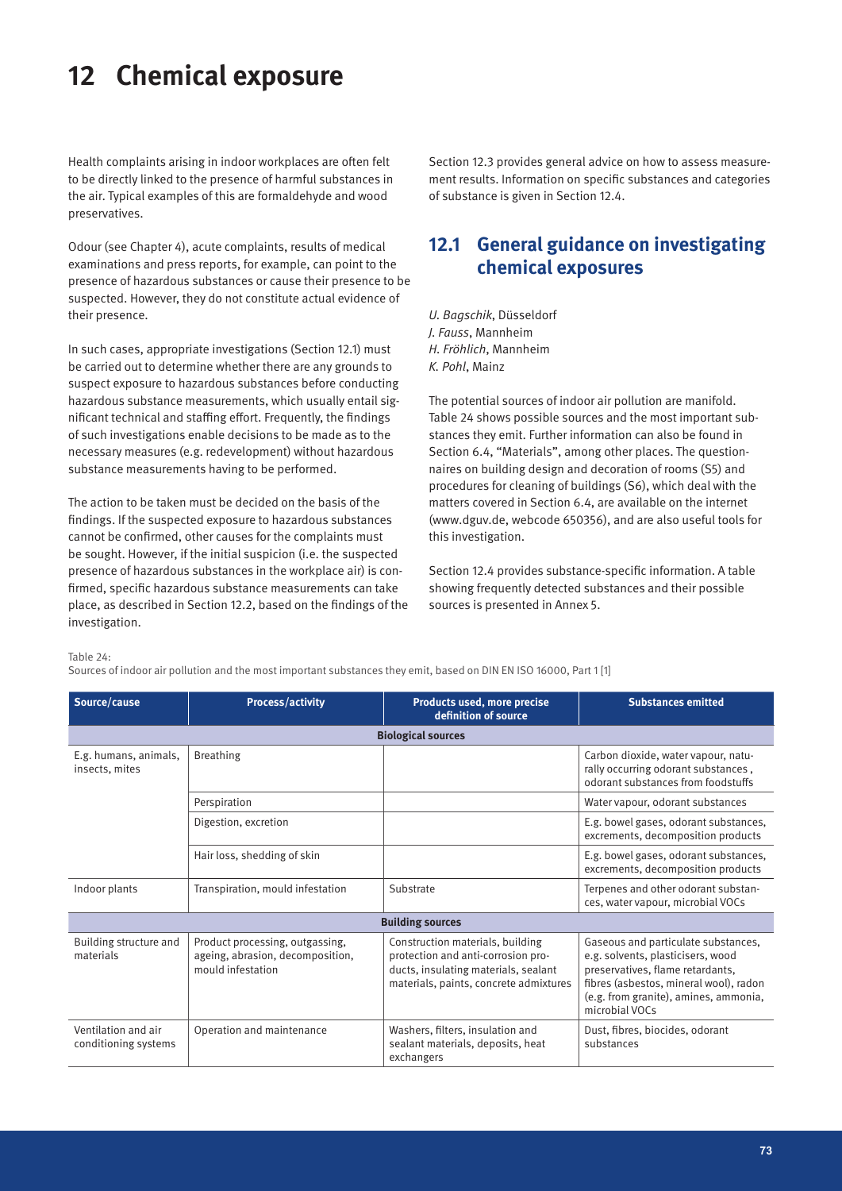# 12 Chemical exposure

Health complaints arising in indoor workplaces are often felt to be directly linked to the presence of harmful substances in the air. Typical examples of this are formaldehyde and wood preservatives.

Odour (see Chapter 4), acute complaints, results of medical examinations and press reports, for example, can point to the presence of hazardous substances or cause their presence to be suspected. However, they do not constitute actual evidence of their presence.

In such cases, appropriate investigations (Section 12.1) must be carried out to determine whether there are any grounds to suspect exposure to hazardous substances before conducting hazardous substance measurements, which usually entail significant technical and staffing effort. Frequently, the findings of such investigations enable decisions to be made as to the necessary measures (e.g. redevelopment) without hazardous substance measurements having to be performed.

The action to be taken must be decided on the basis of the findings. If the suspected exposure to hazardous substances cannot be confirmed, other causes for the complaints must be sought. However, if the initial suspicion (i.e. the suspected presence of hazardous substances in the workplace air) is confirmed, specific hazardous substance measurements can take place, as described in Section 12.2, based on the findings of the investigation.

Section 12.3 provides general advice on how to assess measurement results. Information on specific substances and categories of substance is given in Section 12.4.

## 12.1 General guidance on investigating chemical exposures

*U. Bagschik*, Düsseldorf
*J. Fauss*, Mannheim
*H. Fröhlich*, Mannheim
*K. Pohl*, Mainz

The potential sources of indoor air pollution are manifold. Table 24 shows possible sources and the most important substances they emit. Further information can also be found in Section 6.4, "Materials", among other places. The questionnaires on building design and decoration of rooms (S5) and procedures for cleaning of buildings (S6), which deal with the matters covered in Section 6.4, are available on the internet (www.dguv.de, webcode 650356), and are also useful tools for this investigation.

Section 12.4 provides substance-specific information. A table showing frequently detected substances and their possible sources is presented in Annex 5.

Table 24:
Sources of indoor air pollution and the most important substances they emit, based on DIN EN ISO 16000, Part 1 [1]

| Source/cause | Process/activity | Products used, more precise definition of source | Substances emitted |
|---|---|---|---|
| **Biological sources** | | | |
| E.g. humans, animals, insects, mites | Breathing | | Carbon dioxide, water vapour, naturally occurring odorant substances , odorant substances from foodstuffs |
| | Perspiration | | Water vapour, odorant substances |
| | Digestion, excretion | | E.g. bowel gases, odorant substances, excrements, decomposition products |
| | Hair loss, shedding of skin | | E.g. bowel gases, odorant substances, excrements, decomposition products |
| Indoor plants | Transpiration, mould infestation | Substrate | Terpenes and other odorant substances, water vapour, microbial VOCs |
| **Building sources** | | | |
| Building structure and materials | Product processing, outgassing, ageing, abrasion, decomposition, mould infestation | Construction materials, building protection and anti-corrosion products, insulating materials, sealant materials, paints, concrete admixtures | Gaseous and particulate substances, e.g. solvents, plasticisers, wood preservatives, flame retardants, fibres (asbestos, mineral wool), radon (e.g. from granite), amines, ammonia, microbial VOCs |
| Ventilation and air conditioning systems | Operation and maintenance | Washers, filters, insulation and sealant materials, deposits, heat exchangers | Dust, fibres, biocides, odorant substances |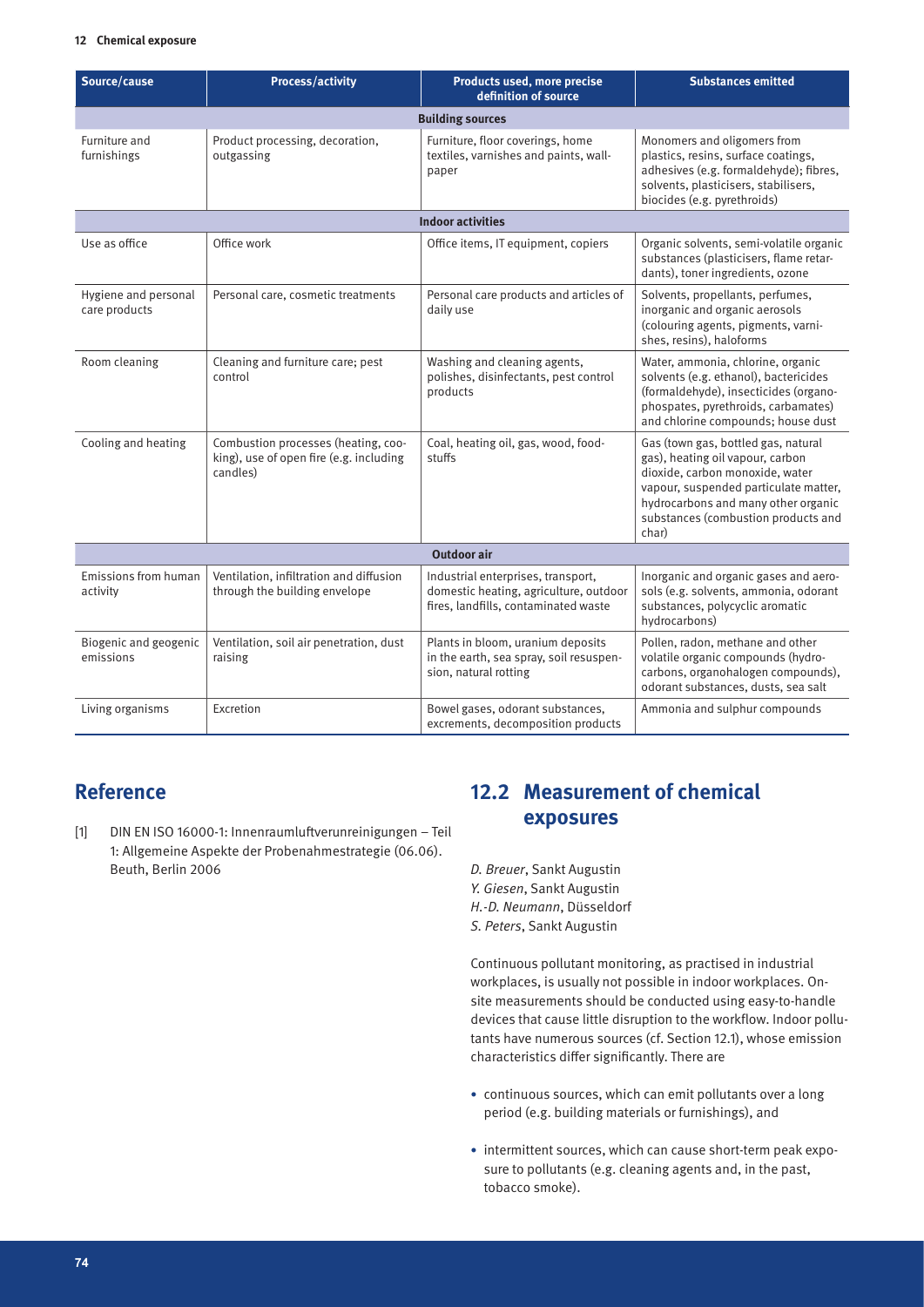| Source/cause | Process/activity | Products used, more precise definition of source | Substances emitted |
|---|---|---|---|
| **Building sources** | | | |
| Furniture and furnishings | Product processing, decoration, outgassing | Furniture, floor coverings, home textiles, varnishes and paints, wallpaper | Monomers and oligomers from plastics, resins, surface coatings, adhesives (e.g. formaldehyde); fibres, solvents, plasticisers, stabilisers, biocides (e.g. pyrethroids) |
| **Indoor activities** | | | |
| Use as office | Office work | Office items, IT equipment, copiers | Organic solvents, semi-volatile organic substances (plasticisers, flame retardants), toner ingredients, ozone |
| Hygiene and personal care products | Personal care, cosmetic treatments | Personal care products and articles of daily use | Solvents, propellants, perfumes, inorganic and organic aerosols (colouring agents, pigments, varnishes, resins), haloforms |
| Room cleaning | Cleaning and furniture care; pest control | Washing and cleaning agents, polishes, disinfectants, pest control products | Water, ammonia, chlorine, organic solvents (e.g. ethanol), bactericides (formaldehyde), insecticides (organophospates, pyrethroids, carbamates) and chlorine compounds; house dust |
| Cooling and heating | Combustion processes (heating, cooking), use of open fire (e.g. including candles) | Coal, heating oil, gas, wood, foodstuffs | Gas (town gas, bottled gas, natural gas), heating oil vapour, carbon dioxide, carbon monoxide, water vapour, suspended particulate matter, hydrocarbons and many other organic substances (combustion products and char) |
| **Outdoor air** | | | |
| Emissions from human activity | Ventilation, infiltration and diffusion through the building envelope | Industrial enterprises, transport, domestic heating, agriculture, outdoor fires, landfills, contaminated waste | Inorganic and organic gases and aerosols (e.g. solvents, ammonia, odorant substances, polycyclic aromatic hydrocarbons) |
| Biogenic and geogenic emissions | Ventilation, soil air penetration, dust raising | Plants in bloom, uranium deposits in the earth, sea spray, soil resuspension, natural rotting | Pollen, radon, methane and other volatile organic compounds (hydrocarbons, organohalogen compounds), odorant substances, dusts, sea salt |
| Living organisms | Excretion | Bowel gases, odorant substances, excrements, decomposition products | Ammonia and sulphur compounds |

## Reference

[1] DIN EN ISO 16000-1: Innenraumluftverunreinigungen – Teil 1: Allgemeine Aspekte der Probenahmestrategie (06.06). Beuth, Berlin 2006

## 12.2 Measurement of chemical exposures

*D. Breuer*, Sankt Augustin
*Y. Giesen*, Sankt Augustin
*H.-D. Neumann*, Düsseldorf
*S. Peters*, Sankt Augustin

Continuous pollutant monitoring, as practised in industrial workplaces, is usually not possible in indoor workplaces. On-site measurements should be conducted using easy-to-handle devices that cause little disruption to the workflow. Indoor pollutants have numerous sources (cf. Section 12.1), whose emission characteristics differ significantly. There are

- continuous sources, which can emit pollutants over a long period (e.g. building materials or furnishings), and
- intermittent sources, which can cause short-term peak exposure to pollutants (e.g. cleaning agents and, in the past, tobacco smoke).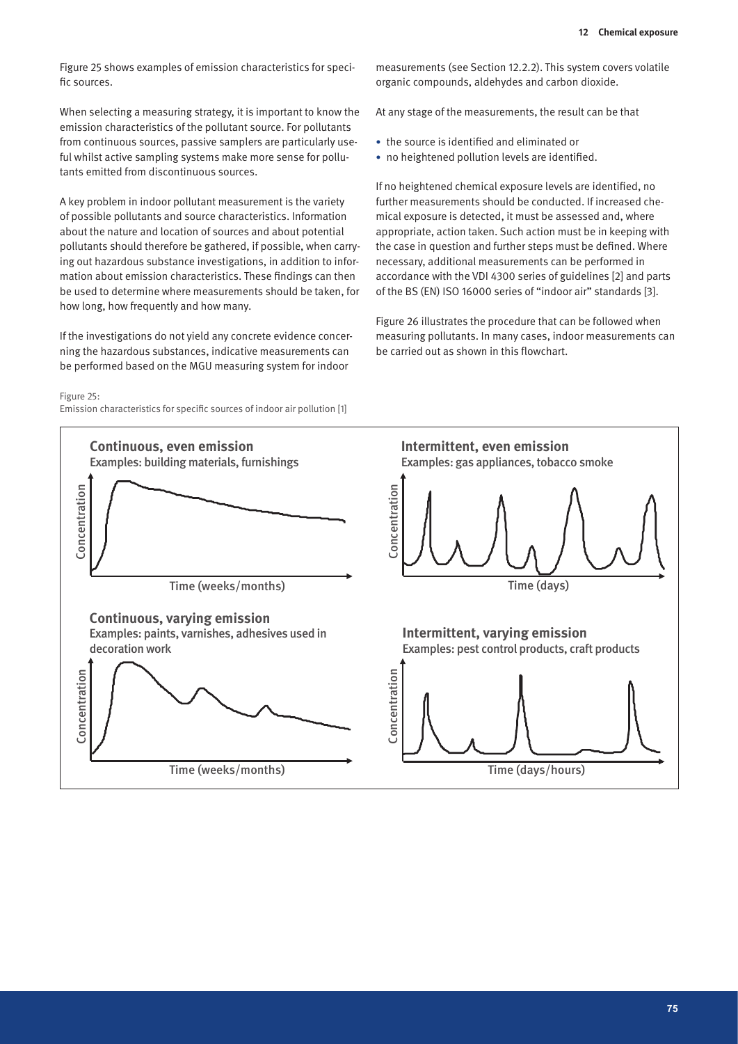Figure 25 shows examples of emission characteristics for specific sources.

When selecting a measuring strategy, it is important to know the emission characteristics of the pollutant source. For pollutants from continuous sources, passive samplers are particularly useful whilst active sampling systems make more sense for pollutants emitted from discontinuous sources.

A key problem in indoor pollutant measurement is the variety of possible pollutants and source characteristics. Information about the nature and location of sources and about potential pollutants should therefore be gathered, if possible, when carrying out hazardous substance investigations, in addition to information about emission characteristics. These findings can then be used to determine where measurements should be taken, for how long, how frequently and how many.

If the investigations do not yield any concrete evidence concerning the hazardous substances, indicative measurements can be performed based on the MGU measuring system for indoor measurements (see Section 12.2.2). This system covers volatile organic compounds, aldehydes and carbon dioxide.

At any stage of the measurements, the result can be that

- the source is identified and eliminated or
- no heightened pollution levels are identified.

If no heightened chemical exposure levels are identified, no further measurements should be conducted. If increased chemical exposure is detected, it must be assessed and, where appropriate, action taken. Such action must be in keeping with the case in question and further steps must be defined. Where necessary, additional measurements can be performed in accordance with the VDI 4300 series of guidelines [2] and parts of the BS (EN) ISO 16000 series of "indoor air" standards [3].

Figure 26 illustrates the procedure that can be followed when measuring pollutants. In many cases, indoor measurements can be carried out as shown in this flowchart.

Figure 25:
Emission characteristics for specific sources of indoor air pollution [1]

**Continuous, even emission**
Examples: building materials, furnishings

Concentration — Time (weeks/months)

**Intermittent, even emission**
Examples: gas appliances, tobacco smoke

Concentration — Time (days)

**Continuous, varying emission**
Examples: paints, varnishes, adhesives used in decoration work

Concentration — Time (weeks/months)

**Intermittent, varying emission**
Examples: pest control products, craft products

Concentration — Time (days/hours)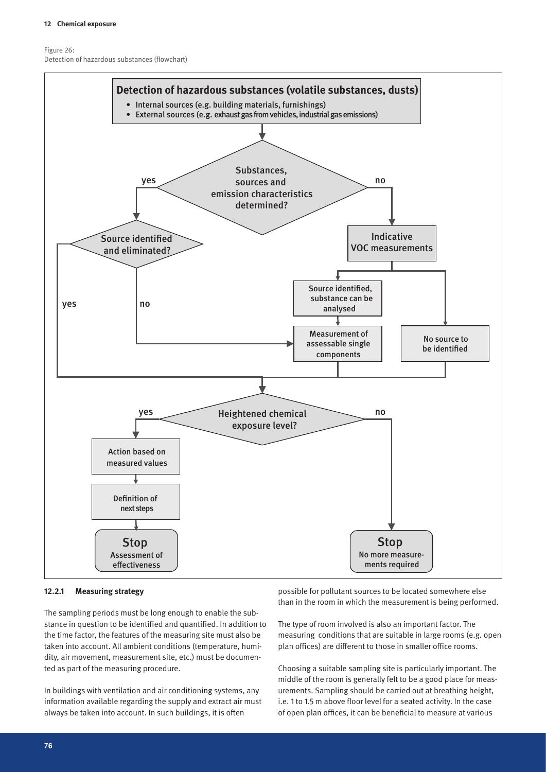Figure 26:
Detection of hazardous substances (flowchart)

**Detection of hazardous substances (volatile substances, dusts)**

- Internal sources (e.g. building materials, furnishings)
- External sources (e.g. exhaust gas from vehicles, industrial gas emissions)

Substances, sources and emission characteristics determined?

- yes → Source identified and eliminated?
  - yes → Heightened chemical exposure level?
  - no → Measurement of assessable single components
- no → Indicative VOC measurements
  - Source identified, substance can be analysed → Measurement of assessable single components
  - No source to be identified

Heightened chemical exposure level?

- yes → Action based on measured values → Definition of next steps → Stop: Assessment of effectiveness
- no → Stop: No more measurements required

#### 12.2.1 Measuring strategy

The sampling periods must be long enough to enable the substance in question to be identified and quantified. In addition to the time factor, the features of the measuring site must also be taken into account. All ambient conditions (temperature, humidity, air movement, measurement site, etc.) must be documented as part of the measuring procedure.

In buildings with ventilation and air conditioning systems, any information available regarding the supply and extract air must always be taken into account. In such buildings, it is often possible for pollutant sources to be located somewhere else than in the room in which the measurement is being performed.

The type of room involved is also an important factor. The measuring conditions that are suitable in large rooms (e.g. open plan offices) are different to those in smaller office rooms.

Choosing a suitable sampling site is particularly important. The middle of the room is generally felt to be a good place for measurements. Sampling should be carried out at breathing height, i.e. 1 to 1.5 m above floor level for a seated activity. In the case of open plan offices, it can be beneficial to measure at various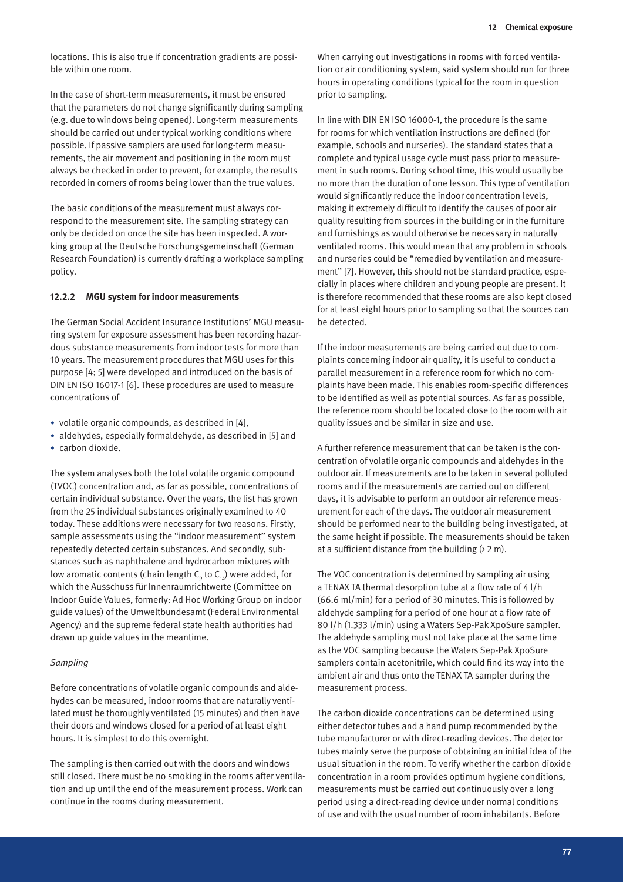locations. This is also true if concentration gradients are possible within one room.

In the case of short-term measurements, it must be ensured that the parameters do not change significantly during sampling (e.g. due to windows being opened). Long-term measurements should be carried out under typical working conditions where possible. If passive samplers are used for long-term measurements, the air movement and positioning in the room must always be checked in order to prevent, for example, the results recorded in corners of rooms being lower than the true values.

The basic conditions of the measurement must always correspond to the measurement site. The sampling strategy can only be decided on once the site has been inspected. A working group at the Deutsche Forschungsgemeinschaft (German Research Foundation) is currently drafting a workplace sampling policy.

### 12.2.2 MGU system for indoor measurements

The German Social Accident Insurance Institutions' MGU measuring system for exposure assessment has been recording hazardous substance measurements from indoor tests for more than 10 years. The measurement procedures that MGU uses for this purpose [4; 5] were developed and introduced on the basis of DIN EN ISO 16017-1 [6]. These procedures are used to measure concentrations of

- volatile organic compounds, as described in [4],
- aldehydes, especially formaldehyde, as described in [5] and
- carbon dioxide.

The system analyses both the total volatile organic compound (TVOC) concentration and, as far as possible, concentrations of certain individual substance. Over the years, the list has grown from the 25 individual substances originally examined to 40 today. These additions were necessary for two reasons. Firstly, sample assessments using the "indoor measurement" system repeatedly detected certain substances. And secondly, substances such as naphthalene and hydrocarbon mixtures with low aromatic contents (chain length $C_9$ to $C_{14}$) were added, for which the Ausschuss für Innenraumrichtwerte (Committee on Indoor Guide Values, formerly: Ad Hoc Working Group on indoor guide values) of the Umweltbundesamt (Federal Environmental Agency) and the supreme federal state health authorities had drawn up guide values in the meantime.

*Sampling*

Before concentrations of volatile organic compounds and aldehydes can be measured, indoor rooms that are naturally ventilated must be thoroughly ventilated (15 minutes) and then have their doors and windows closed for a period of at least eight hours. It is simplest to do this overnight.

The sampling is then carried out with the doors and windows still closed. There must be no smoking in the rooms after ventilation and up until the end of the measurement process. Work can continue in the rooms during measurement.

When carrying out investigations in rooms with forced ventilation or air conditioning system, said system should run for three hours in operating conditions typical for the room in question prior to sampling.

In line with DIN EN ISO 16000-1, the procedure is the same for rooms for which ventilation instructions are defined (for example, schools and nurseries). The standard states that a complete and typical usage cycle must pass prior to measurement in such rooms. During school time, this would usually be no more than the duration of one lesson. This type of ventilation would significantly reduce the indoor concentration levels, making it extremely difficult to identify the causes of poor air quality resulting from sources in the building or in the furniture and furnishings as would otherwise be necessary in naturally ventilated rooms. This would mean that any problem in schools and nurseries could be "remedied by ventilation and measurement" [7]. However, this should not be standard practice, especially in places where children and young people are present. It is therefore recommended that these rooms are also kept closed for at least eight hours prior to sampling so that the sources can be detected.

If the indoor measurements are being carried out due to complaints concerning indoor air quality, it is useful to conduct a parallel measurement in a reference room for which no complaints have been made. This enables room-specific differences to be identified as well as potential sources. As far as possible, the reference room should be located close to the room with air quality issues and be similar in size and use.

A further reference measurement that can be taken is the concentration of volatile organic compounds and aldehydes in the outdoor air. If measurements are to be taken in several polluted rooms and if the measurements are carried out on different days, it is advisable to perform an outdoor air reference measurement for each of the days. The outdoor air measurement should be performed near to the building being investigated, at the same height if possible. The measurements should be taken at a sufficient distance from the building (> 2 m).

The VOC concentration is determined by sampling air using a TENAX TA thermal desorption tube at a flow rate of 4 l/h (66.6 ml/min) for a period of 30 minutes. This is followed by aldehyde sampling for a period of one hour at a flow rate of 80 l/h (1.333 l/min) using a Waters Sep-Pak XpoSure sampler. The aldehyde sampling must not take place at the same time as the VOC sampling because the Waters Sep-Pak XpoSure samplers contain acetonitrile, which could find its way into the ambient air and thus onto the TENAX TA sampler during the measurement process.

The carbon dioxide concentrations can be determined using either detector tubes and a hand pump recommended by the tube manufacturer or with direct-reading devices. The detector tubes mainly serve the purpose of obtaining an initial idea of the usual situation in the room. To verify whether the carbon dioxide concentration in a room provides optimum hygiene conditions, measurements must be carried out continuously over a long period using a direct-reading device under normal conditions of use and with the usual number of room inhabitants. Before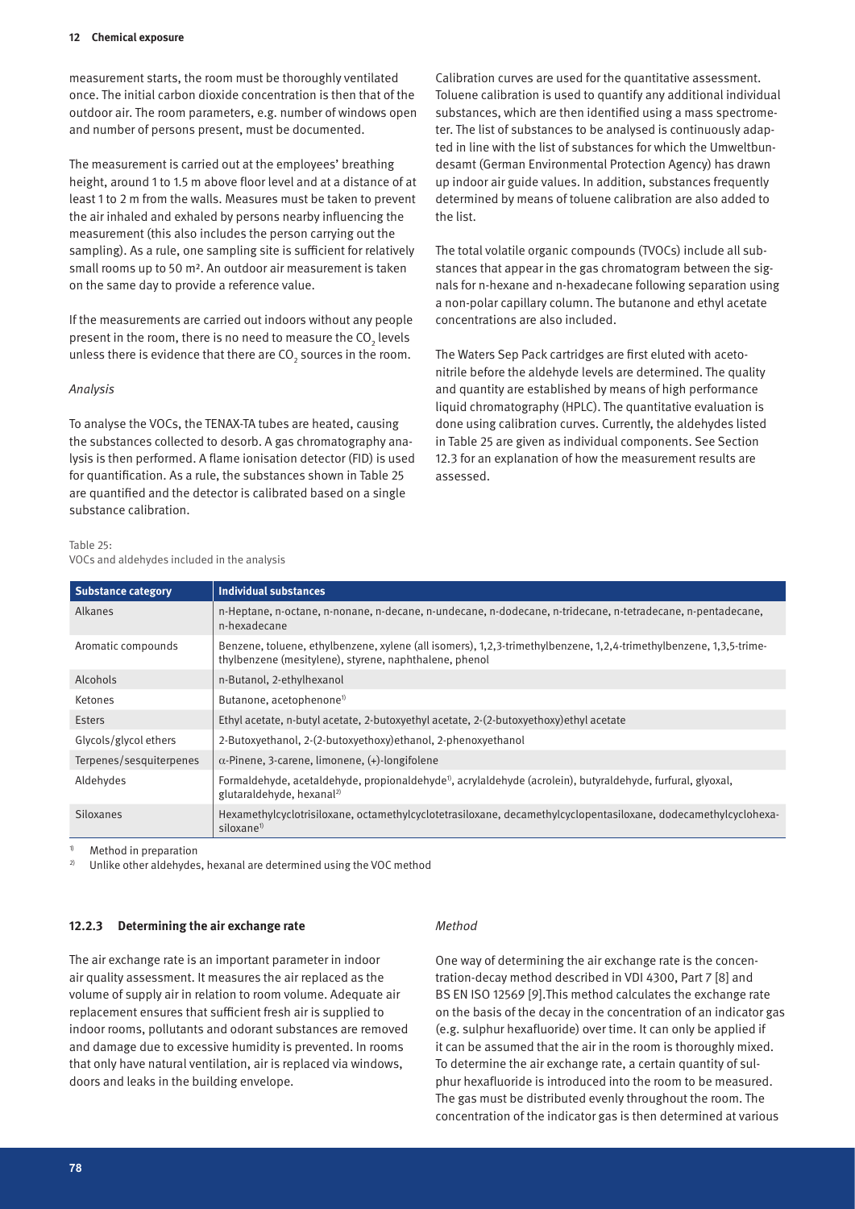measurement starts, the room must be thoroughly ventilated once. The initial carbon dioxide concentration is then that of the outdoor air. The room parameters, e.g. number of windows open and number of persons present, must be documented.

The measurement is carried out at the employees' breathing height, around 1 to 1.5 m above floor level and at a distance of at least 1 to 2 m from the walls. Measures must be taken to prevent the air inhaled and exhaled by persons nearby influencing the measurement (this also includes the person carrying out the sampling). As a rule, one sampling site is sufficient for relatively small rooms up to 50 m². An outdoor air measurement is taken on the same day to provide a reference value.

If the measurements are carried out indoors without any people present in the room, there is no need to measure the $CO_2$ levels unless there is evidence that there are $CO_2$ sources in the room.

*Analysis*

To analyse the VOCs, the TENAX-TA tubes are heated, causing the substances collected to desorb. A gas chromatography analysis is then performed. A flame ionisation detector (FID) is used for quantification. As a rule, the substances shown in Table 25 are quantified and the detector is calibrated based on a single substance calibration.

Calibration curves are used for the quantitative assessment. Toluene calibration is used to quantify any additional individual substances, which are then identified using a mass spectrometer. The list of substances to be analysed is continuously adapted in line with the list of substances for which the Umweltbundesamt (German Environmental Protection Agency) has drawn up indoor air guide values. In addition, substances frequently determined by means of toluene calibration are also added to the list.

The total volatile organic compounds (TVOCs) include all substances that appear in the gas chromatogram between the signals for n-hexane and n-hexadecane following separation using a non-polar capillary column. The butanone and ethyl acetate concentrations are also included.

The Waters Sep Pack cartridges are first eluted with acetonitrile before the aldehyde levels are determined. The quality and quantity are established by means of high performance liquid chromatography (HPLC). The quantitative evaluation is done using calibration curves. Currently, the aldehydes listed in Table 25 are given as individual components. See Section 12.3 for an explanation of how the measurement results are assessed.

Table 25:
VOCs and aldehydes included in the analysis

| Substance category | Individual substances |
|---|---|
| Alkanes | n-Heptane, n-octane, n-nonane, n-decane, n-undecane, n-dodecane, n-tridecane, n-tetradecane, n-pentadecane, n-hexadecane |
| Aromatic compounds | Benzene, toluene, ethylbenzene, xylene (all isomers), 1,2,3-trimethylbenzene, 1,2,4-trimethylbenzene, 1,3,5-trimethylbenzene (mesitylene), styrene, naphthalene, phenol |
| Alcohols | n-Butanol, 2-ethylhexanol |
| Ketones | Butanone, acetophenone[1] |
| Esters | Ethyl acetate, n-butyl acetate, 2-butoxyethyl acetate, 2-(2-butoxyethoxy)ethyl acetate |
| Glycols/glycol ethers | 2-Butoxyethanol, 2-(2-butoxyethoxy)ethanol, 2-phenoxyethanol |
| Terpenes/sesquiterpenes | $\alpha$-Pinene, 3-carene, limonene, (+)-longifolene |
| Aldehydes | Formaldehyde, acetaldehyde, propionaldehyde[1], acrylaldehyde (acrolein), butyraldehyde, furfural, glyoxal, glutaraldehyde, hexanal[2] |
| Siloxanes | Hexamethylcyclotrisiloxane, octamethylcyclotetrasiloxane, decamethylcyclopentasiloxane, dodecamethylcyclohexasiloxane[1] |

[1] Method in preparation
[2] Unlike other aldehydes, hexanal are determined using the VOC method

### 12.2.3 Determining the air exchange rate

The air exchange rate is an important parameter in indoor air quality assessment. It measures the air replaced as the volume of supply air in relation to room volume. Adequate air replacement ensures that sufficient fresh air is supplied to indoor rooms, pollutants and odorant substances are removed and damage due to excessive humidity is prevented. In rooms that only have natural ventilation, air is replaced via windows, doors and leaks in the building envelope.

*Method*

One way of determining the air exchange rate is the concentration-decay method described in VDI 4300, Part 7 [8] and BS EN ISO 12569 [9].This method calculates the exchange rate on the basis of the decay in the concentration of an indicator gas (e.g. sulphur hexafluoride) over time. It can only be applied if it can be assumed that the air in the room is thoroughly mixed. To determine the air exchange rate, a certain quantity of sulphur hexafluoride is introduced into the room to be measured. The gas must be distributed evenly throughout the room. The concentration of the indicator gas is then determined at various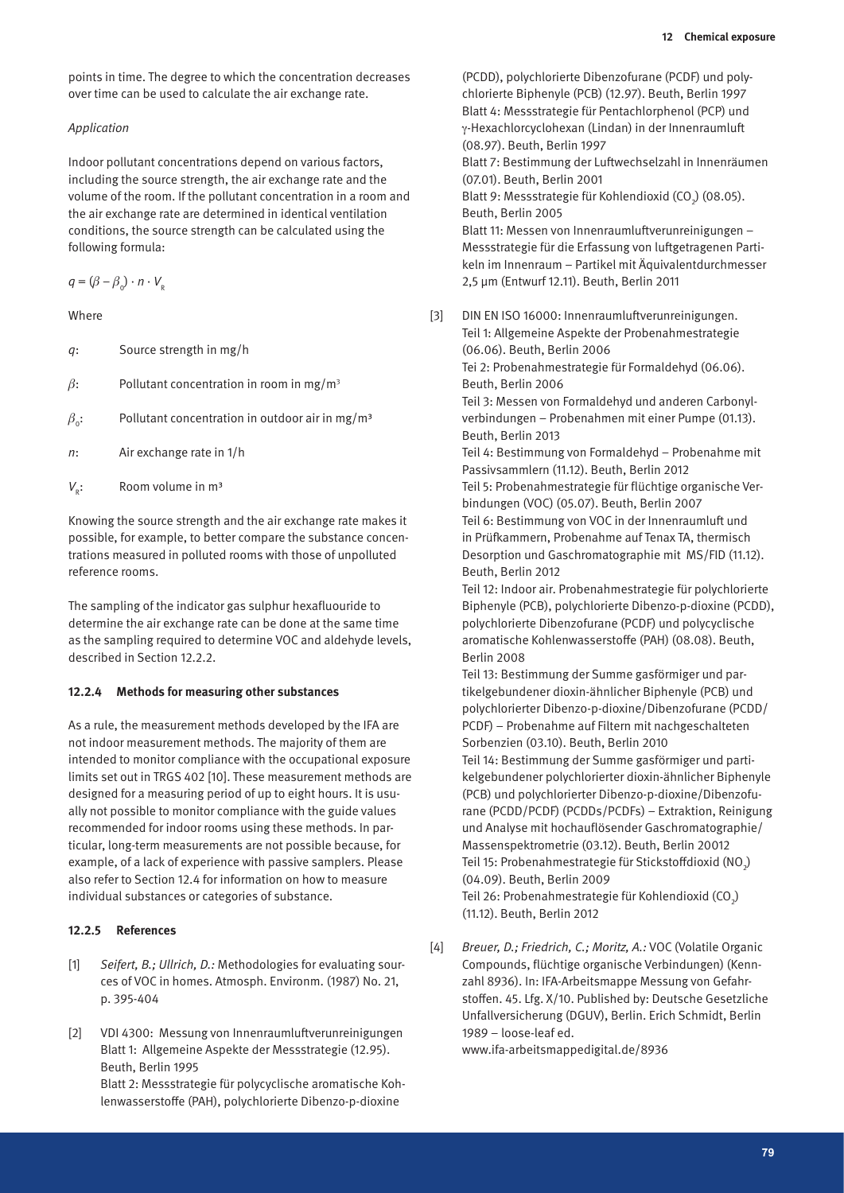points in time. The degree to which the concentration decreases over time can be used to calculate the air exchange rate.

*Application*

Indoor pollutant concentrations depend on various factors, including the source strength, the air exchange rate and the volume of the room. If the pollutant concentration in a room and the air exchange rate are determined in identical ventilation conditions, the source strength can be calculated using the following formula:

$$q = (\beta - \beta_0) \cdot n \cdot V_R$$

Where

| | |
|---|---|
| $q$: | Source strength in mg/h |
| $\beta$: | Pollutant concentration in room in mg/m³ |
| $\beta_0$: | Pollutant concentration in outdoor air in mg/m³ |
| $n$: | Air exchange rate in 1/h |
| $V_R$: | Room volume in m³ |

Knowing the source strength and the air exchange rate makes it possible, for example, to better compare the substance concentrations measured in polluted rooms with those of unpolluted reference rooms.

The sampling of the indicator gas sulphur hexafluouride to determine the air exchange rate can be done at the same time as the sampling required to determine VOC and aldehyde levels, described in Section 12.2.2.

#### 12.2.4 Methods for measuring other substances

As a rule, the measurement methods developed by the IFA are not indoor measurement methods. The majority of them are intended to monitor compliance with the occupational exposure limits set out in TRGS 402 [10]. These measurement methods are designed for a measuring period of up to eight hours. It is usually not possible to monitor compliance with the guide values recommended for indoor rooms using these methods. In particular, long-term measurements are not possible because, for example, of a lack of experience with passive samplers. Please also refer to Section 12.4 for information on how to measure individual substances or categories of substance.

#### 12.2.5 References

[1] *Seifert, B.; Ullrich, D.:* Methodologies for evaluating sources of VOC in homes. Atmosph. Environm. (1987) No. 21, p. 395-404

[2] VDI 4300: Messung von Innenraumluftverunreinigungen
Blatt 1: Allgemeine Aspekte der Messstrategie (12.95). Beuth, Berlin 1995
Blatt 2: Messstrategie für polycyclische aromatische Kohlenwasserstoffe (PAH), polychlorierte Dibenzo-p-dioxine (PCDD), polychlorierte Dibenzofurane (PCDF) und polychlorierte Biphenyle (PCB) (12.97). Beuth, Berlin 1997
Blatt 4: Messstrategie für Pentachlorphenol (PCP) und γ-Hexachlorcyclohexan (Lindan) in der Innenraumluft (08.97). Beuth, Berlin 1997
Blatt 7: Bestimmung der Luftwechselzahl in Innenräumen (07.01). Beuth, Berlin 2001
Blatt 9: Messstrategie für Kohlendioxid ($CO_2$) (08.05). Beuth, Berlin 2005
Blatt 11: Messen von Innenraumluftverunreinigungen – Messstrategie für die Erfassung von luftgetragenen Partikeln im Innenraum – Partikel mit Äquivalentdurchmesser 2,5 µm (Entwurf 12.11). Beuth, Berlin 2011

[3] DIN EN ISO 16000: Innenraumluftverunreinigungen.
Teil 1: Allgemeine Aspekte der Probenahmestrategie (06.06). Beuth, Berlin 2006
Tei 2: Probenahmestrategie für Formaldehyd (06.06). Beuth, Berlin 2006
Teil 3: Messen von Formaldehyd und anderen Carbonylverbindungen – Probenahmen mit einer Pumpe (01.13). Beuth, Berlin 2013
Teil 4: Bestimmung von Formaldehyd – Probenahme mit Passivsammlern (11.12). Beuth, Berlin 2012
Teil 5: Probenahmestrategie für flüchtige organische Verbindungen (VOC) (05.07). Beuth, Berlin 2007
Teil 6: Bestimmung von VOC in der Innenraumluft und in Prüfkammern, Probenahme auf Tenax TA, thermisch Desorption und Gaschromatographie mit MS/FID (11.12). Beuth, Berlin 2012
Teil 12: Indoor air. Probenahmestrategie für polychlorierte Biphenyle (PCB), polychlorierte Dibenzo-p-dioxine (PCDD), polychlorierte Dibenzofurane (PCDF) und polycyclische aromatische Kohlenwasserstoffe (PAH) (08.08). Beuth, Berlin 2008
Teil 13: Bestimmung der Summe gasförmiger und partikelgebundener dioxin-ähnlicher Biphenyle (PCB) und polychlorierter Dibenzo-p-dioxine/Dibenzofurane (PCDD/PCDF) – Probenahme auf Filtern mit nachgeschalteten Sorbenzien (03.10). Beuth, Berlin 2010
Teil 14: Bestimmung der Summe gasförmiger und partikelgebundener polychlorierter dioxin-ähnlicher Biphenyle (PCB) und polychlorierter Dibenzo-p-dioxine/Dibenzofurane (PCDD/PCDF) (PCDDs/PCDFs) – Extraktion, Reinigung und Analyse mit hochauflösender Gaschromatographie/Massenspektrometrie (03.12). Beuth, Berlin 20012
Teil 15: Probenahmestrategie für Stickstoffdioxid ($NO_2$) (04.09). Beuth, Berlin 2009
Teil 26: Probenahmestrategie für Kohlendioxid ($CO_2$) (11.12). Beuth, Berlin 2012

[4] *Breuer, D.; Friedrich, C.; Moritz, A.:* VOC (Volatile Organic Compounds, flüchtige organische Verbindungen) (Kennzahl 8936). In: IFA-Arbeitsmappe Messung von Gefahrstoffen. 45. Lfg. X/10. Published by: Deutsche Gesetzliche Unfallversicherung (DGUV), Berlin. Erich Schmidt, Berlin 1989 – loose-leaf ed.
www.ifa-arbeitsmappedigital.de/8936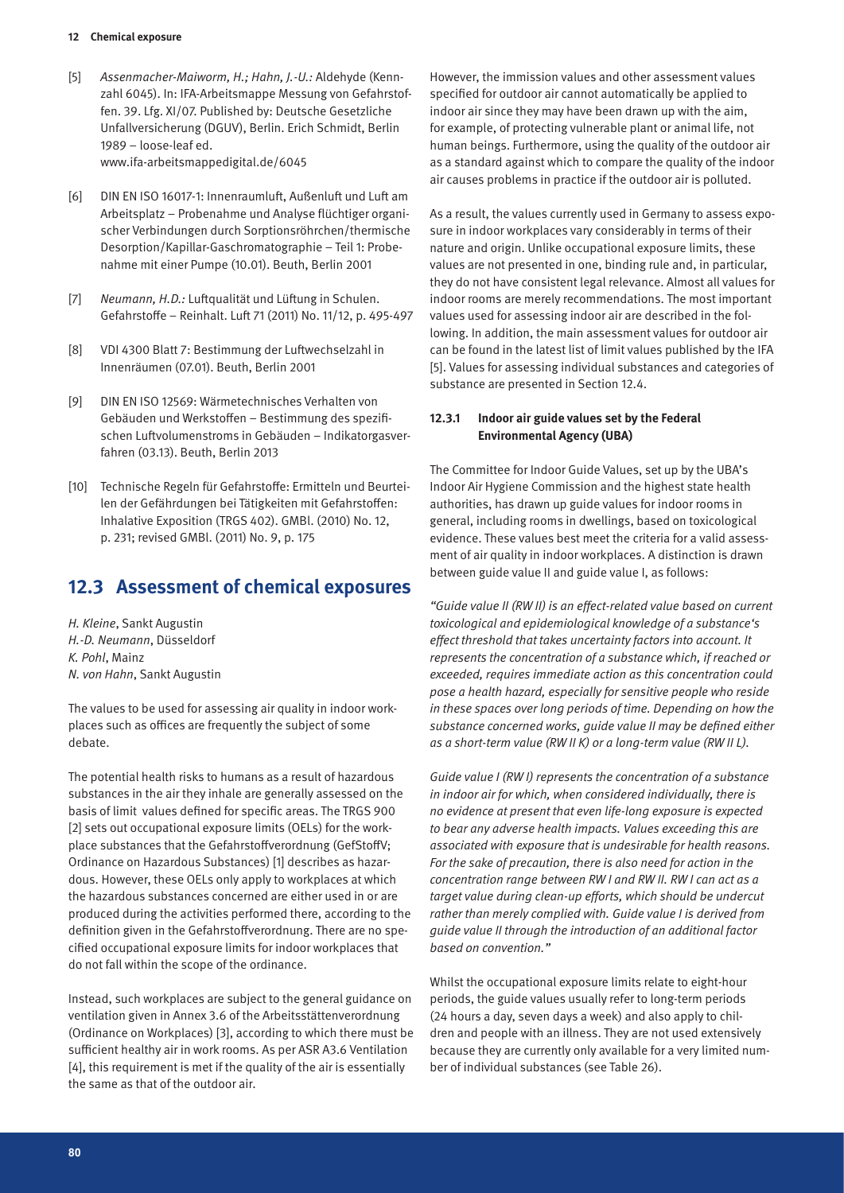[5] *Assenmacher-Maiworm, H.; Hahn, J.-U.:* Aldehyde (Kennzahl 6045). In: IFA-Arbeitsmappe Messung von Gefahrstoffen. 39. Lfg. XI/07. Published by: Deutsche Gesetzliche Unfallversicherung (DGUV), Berlin. Erich Schmidt, Berlin 1989 – loose-leaf ed. www.ifa-arbeitsmappedigital.de/6045

[6] DIN EN ISO 16017-1: Innenraumluft, Außenluft und Luft am Arbeitsplatz – Probenahme und Analyse flüchtiger organischer Verbindungen durch Sorptionsröhrchen/thermische Desorption/Kapillar-Gaschromatographie – Teil 1: Probenahme mit einer Pumpe (10.01). Beuth, Berlin 2001

[7] *Neumann, H.D.:* Luftqualität und Lüftung in Schulen. Gefahrstoffe – Reinhalt. Luft 71 (2011) No. 11/12, p. 495-497

[8] VDI 4300 Blatt 7: Bestimmung der Luftwechselzahl in Innenräumen (07.01). Beuth, Berlin 2001

[9] DIN EN ISO 12569: Wärmetechnisches Verhalten von Gebäuden und Werkstoffen – Bestimmung des spezifischen Luftvolumenstroms in Gebäuden – Indikatorgasverfahren (03.13). Beuth, Berlin 2013

[10] Technische Regeln für Gefahrstoffe: Ermitteln und Beurteilen der Gefährdungen bei Tätigkeiten mit Gefahrstoffen: Inhalative Exposition (TRGS 402). GMBl. (2010) No. 12, p. 231; revised GMBl. (2011) No. 9, p. 175

## 12.3 Assessment of chemical exposures

*H. Kleine*, Sankt Augustin
*H.-D. Neumann*, Düsseldorf
*K. Pohl*, Mainz
*N. von Hahn*, Sankt Augustin

The values to be used for assessing air quality in indoor workplaces such as offices are frequently the subject of some debate.

The potential health risks to humans as a result of hazardous substances in the air they inhale are generally assessed on the basis of limit values defined for specific areas. The TRGS 900 [2] sets out occupational exposure limits (OELs) for the workplace substances that the Gefahrstoffverordnung (GefStoffV; Ordinance on Hazardous Substances) [1] describes as hazardous. However, these OELs only apply to workplaces at which the hazardous substances concerned are either used in or are produced during the activities performed there, according to the definition given in the Gefahrstoffverordnung. There are no specified occupational exposure limits for indoor workplaces that do not fall within the scope of the ordinance.

Instead, such workplaces are subject to the general guidance on ventilation given in Annex 3.6 of the Arbeitsstättenverordnung (Ordinance on Workplaces) [3], according to which there must be sufficient healthy air in work rooms. As per ASR A3.6 Ventilation [4], this requirement is met if the quality of the air is essentially the same as that of the outdoor air.

However, the immission values and other assessment values specified for outdoor air cannot automatically be applied to indoor air since they may have been drawn up with the aim, for example, of protecting vulnerable plant or animal life, not human beings. Furthermore, using the quality of the outdoor air as a standard against which to compare the quality of the indoor air causes problems in practice if the outdoor air is polluted.

As a result, the values currently used in Germany to assess exposure in indoor workplaces vary considerably in terms of their nature and origin. Unlike occupational exposure limits, these values are not presented in one, binding rule and, in particular, they do not have consistent legal relevance. Almost all values for indoor rooms are merely recommendations. The most important values used for assessing indoor air are described in the following. In addition, the main assessment values for outdoor air can be found in the latest list of limit values published by the IFA [5]. Values for assessing individual substances and categories of substance are presented in Section 12.4.

### 12.3.1 Indoor air guide values set by the Federal Environmental Agency (UBA)

The Committee for Indoor Guide Values, set up by the UBA's Indoor Air Hygiene Commission and the highest state health authorities, has drawn up guide values for indoor rooms in general, including rooms in dwellings, based on toxicological evidence. These values best meet the criteria for a valid assessment of air quality in indoor workplaces. A distinction is drawn between guide value II and guide value I, as follows:

*"Guide value II (RW II) is an effect-related value based on current toxicological and epidemiological knowledge of a substance's effect threshold that takes uncertainty factors into account. It represents the concentration of a substance which, if reached or exceeded, requires immediate action as this concentration could pose a health hazard, especially for sensitive people who reside in these spaces over long periods of time. Depending on how the substance concerned works, guide value II may be defined either as a short-term value (RW II K) or a long-term value (RW II L).*

*Guide value I (RW I) represents the concentration of a substance in indoor air for which, when considered individually, there is no evidence at present that even life-long exposure is expected to bear any adverse health impacts. Values exceeding this are associated with exposure that is undesirable for health reasons. For the sake of precaution, there is also need for action in the concentration range between RW I and RW II. RW I can act as a target value during clean-up efforts, which should be undercut rather than merely complied with. Guide value I is derived from guide value II through the introduction of an additional factor based on convention."*

Whilst the occupational exposure limits relate to eight-hour periods, the guide values usually refer to long-term periods (24 hours a day, seven days a week) and also apply to children and people with an illness. They are not used extensively because they are currently only available for a very limited number of individual substances (see Table 26).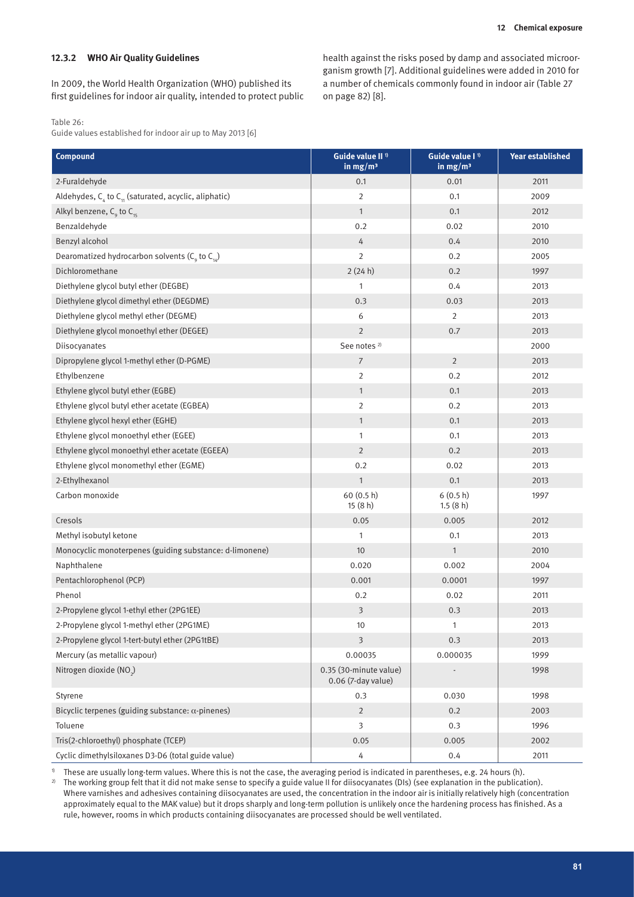### 12.3.2 WHO Air Quality Guidelines

In 2009, the World Health Organization (WHO) published its first guidelines for indoor air quality, intended to protect public health against the risks posed by damp and associated microorganism growth [7]. Additional guidelines were added in 2010 for a number of chemicals commonly found in indoor air (Table 27 on page 82) [8].

Table 26:
Guide values established for indoor air up to May 2013 [6]

| Compound | Guide value II [1] in mg/m³ | Guide value I [1] in mg/m³ | Year established |
|---|---|---|---|
| 2-Furaldehyde | 0.1 | 0.01 | 2011 |
| Aldehydes, $C_4$ to $C_{11}$ (saturated, acyclic, aliphatic) | 2 | 0.1 | 2009 |
| Alkyl benzene, $C_9$ to $C_{15}$ | 1 | 0.1 | 2012 |
| Benzaldehyde | 0.2 | 0.02 | 2010 |
| Benzyl alcohol | 4 | 0.4 | 2010 |
| Dearomatized hydrocarbon solvents ($C_9$ to $C_{14}$) | 2 | 0.2 | 2005 |
| Dichloromethane | 2 (24 h) | 0.2 | 1997 |
| Diethylene glycol butyl ether (DEGBE) | 1 | 0.4 | 2013 |
| Diethylene glycol dimethyl ether (DEGDME) | 0.3 | 0.03 | 2013 |
| Diethylene glycol methyl ether (DEGME) | 6 | 2 | 2013 |
| Diethylene glycol monoethyl ether (DEGEE) | 2 | 0.7 | 2013 |
| Diisocyanates | See notes [2] | | 2000 |
| Dipropylene glycol 1-methyl ether (D-PGME) | 7 | 2 | 2013 |
| Ethylbenzene | 2 | 0.2 | 2012 |
| Ethylene glycol butyl ether (EGBE) | 1 | 0.1 | 2013 |
| Ethylene glycol butyl ether acetate (EGBEA) | 2 | 0.2 | 2013 |
| Ethylene glycol hexyl ether (EGHE) | 1 | 0.1 | 2013 |
| Ethylene glycol monoethyl ether (EGEE) | 1 | 0.1 | 2013 |
| Ethylene glycol monoethyl ether acetate (EGEEA) | 2 | 0.2 | 2013 |
| Ethylene glycol monomethyl ether (EGME) | 0.2 | 0.02 | 2013 |
| 2-Ethylhexanol | 1 | 0.1 | 2013 |
| Carbon monoxide | 60 (0.5 h)<br>15 (8 h) | 6 (0.5 h)<br>1.5 (8 h) | 1997 |
| Cresols | 0.05 | 0.005 | 2012 |
| Methyl isobutyl ketone | 1 | 0.1 | 2013 |
| Monocyclic monoterpenes (guiding substance: d-limonene) | 10 | 1 | 2010 |
| Naphthalene | 0.020 | 0.002 | 2004 |
| Pentachlorophenol (PCP) | 0.001 | 0.0001 | 1997 |
| Phenol | 0.2 | 0.02 | 2011 |
| 2-Propylene glycol 1-ethyl ether (2PG1EE) | 3 | 0.3 | 2013 |
| 2-Propylene glycol 1-methyl ether (2PG1ME) | 10 | 1 | 2013 |
| 2-Propylene glycol 1-tert-butyl ether (2PG1tBE) | 3 | 0.3 | 2013 |
| Mercury (as metallic vapour) | 0.00035 | 0.000035 | 1999 |
| Nitrogen dioxide ($NO_2$) | 0.35 (30-minute value)<br>0.06 (7-day value) | - | 1998 |
| Styrene | 0.3 | 0.030 | 1998 |
| Bicyclic terpenes (guiding substance: $\alpha$-pinenes) | 2 | 0.2 | 2003 |
| Toluene | 3 | 0.3 | 1996 |
| Tris(2-chloroethyl) phosphate (TCEP) | 0.05 | 0.005 | 2002 |
| Cyclic dimethylsiloxanes D3-D6 (total guide value) | 4 | 0.4 | 2011 |

[1] These are usually long-term values. Where this is not the case, the averaging period is indicated in parentheses, e.g. 24 hours (h).

[2] The working group felt that it did not make sense to specify a guide value II for diisocyanates (DIs) (see explanation in the publication). Where varnishes and adhesives containing diisocyanates are used, the concentration in the indoor air is initially relatively high (concentration approximately equal to the MAK value) but it drops sharply and long-term pollution is unlikely once the hardening process has finished. As a rule, however, rooms in which products containing diisocyanates are processed should be well ventilated.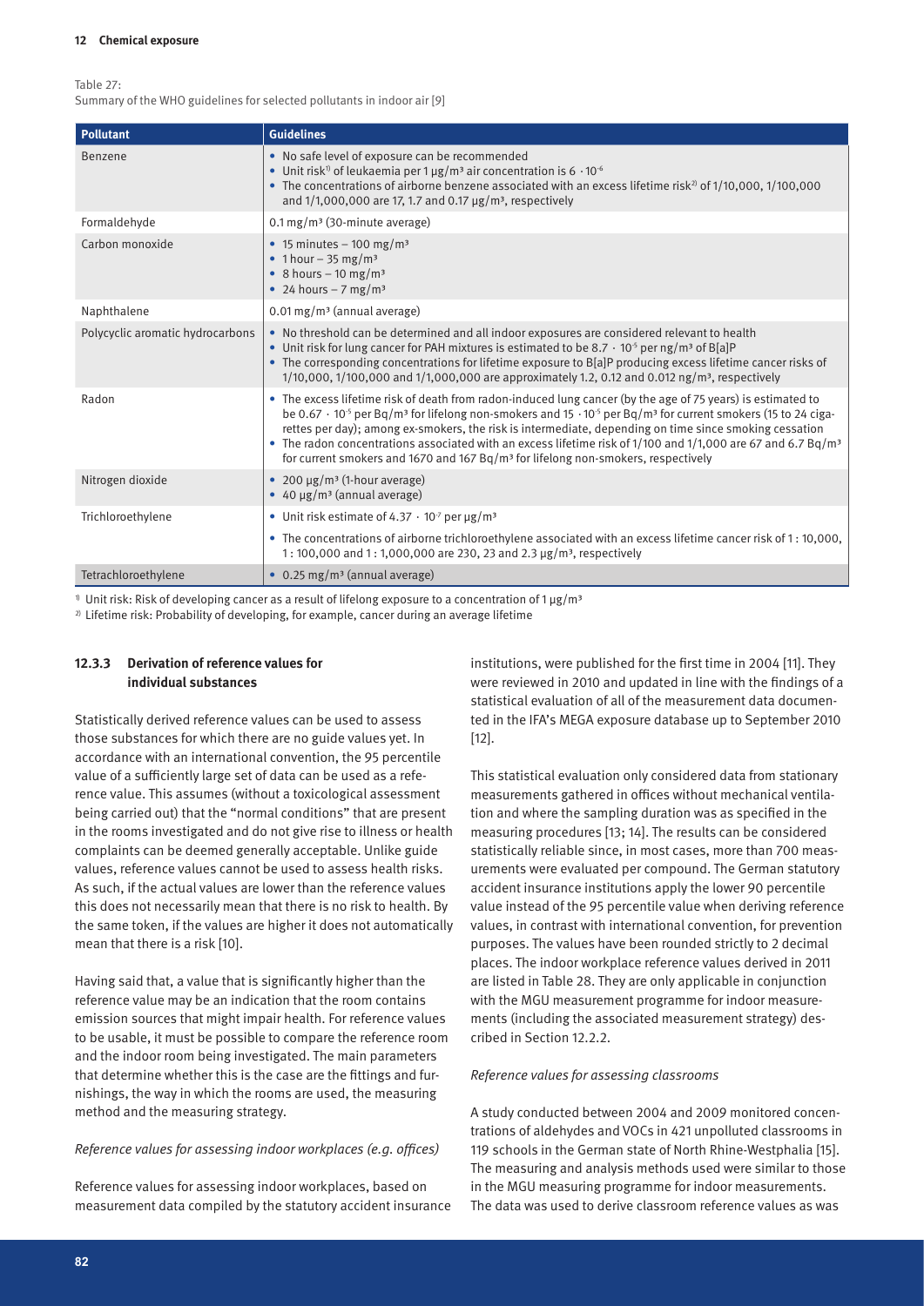Table 27:
Summary of the WHO guidelines for selected pollutants in indoor air [9]

| Pollutant | Guidelines |
|---|---|
| Benzene | • No safe level of exposure can be recommended<br>• Unit risk[1] of leukaemia per 1 µg/m³ air concentration is $6 \cdot 10^{-6}$<br>• The concentrations of airborne benzene associated with an excess lifetime risk[2] of 1/10,000, 1/100,000 and 1/1,000,000 are 17, 1.7 and 0.17 µg/m³, respectively |
| Formaldehyde | 0.1 mg/m³ (30-minute average) |
| Carbon monoxide | • 15 minutes – 100 mg/m³<br>• 1 hour – 35 mg/m³<br>• 8 hours – 10 mg/m³<br>• 24 hours – 7 mg/m³ |
| Naphthalene | 0.01 mg/m³ (annual average) |
| Polycyclic aromatic hydrocarbons | • No threshold can be determined and all indoor exposures are considered relevant to health<br>• Unit risk for lung cancer for PAH mixtures is estimated to be $8.7 \cdot 10^{-5}$ per ng/m³ of B[a]P<br>• The corresponding concentrations for lifetime exposure to B[a]P producing excess lifetime cancer risks of 1/10,000, 1/100,000 and 1/1,000,000 are approximately 1.2, 0.12 and 0.012 ng/m³, respectively |
| Radon | • The excess lifetime risk of death from radon-induced lung cancer (by the age of 75 years) is estimated to be $0.67 \cdot 10^{-5}$ per Bq/m³ for lifelong non-smokers and $15 \cdot 10^{-5}$ per Bq/m³ for current smokers (15 to 24 cigarettes per day); among ex-smokers, the risk is intermediate, depending on time since smoking cessation<br>• The radon concentrations associated with an excess lifetime risk of 1/100 and 1/1,000 are 67 and 6.7 Bq/m³ for current smokers and 1670 and 167 Bq/m³ for lifelong non-smokers, respectively |
| Nitrogen dioxide | • 200 µg/m³ (1-hour average)<br>• 40 µg/m³ (annual average) |
| Trichloroethylene | • Unit risk estimate of $4.37 \cdot 10^{-7}$ per µg/m³<br>• The concentrations of airborne trichloroethylene associated with an excess lifetime cancer risk of 1 : 10,000, 1 : 100,000 and 1 : 1,000,000 are 230, 23 and 2.3 µg/m³, respectively |
| Tetrachloroethylene | • 0.25 mg/m³ (annual average) |

[1] Unit risk: Risk of developing cancer as a result of lifelong exposure to a concentration of 1 µg/m³
[2] Lifetime risk: Probability of developing, for example, cancer during an average lifetime

### 12.3.3 Derivation of reference values for individual substances

Statistically derived reference values can be used to assess those substances for which there are no guide values yet. In accordance with an international convention, the 95 percentile value of a sufficiently large set of data can be used as a reference value. This assumes (without a toxicological assessment being carried out) that the "normal conditions" that are present in the rooms investigated and do not give rise to illness or health complaints can be deemed generally acceptable. Unlike guide values, reference values cannot be used to assess health risks. As such, if the actual values are lower than the reference values this does not necessarily mean that there is no risk to health. By the same token, if the values are higher it does not automatically mean that there is a risk [10].

Having said that, a value that is significantly higher than the reference value may be an indication that the room contains emission sources that might impair health. For reference values to be usable, it must be possible to compare the reference room and the indoor room being investigated. The main parameters that determine whether this is the case are the fittings and furnishings, the way in which the rooms are used, the measuring method and the measuring strategy.

*Reference values for assessing indoor workplaces (e.g. offices)*

Reference values for assessing indoor workplaces, based on measurement data compiled by the statutory accident insurance institutions, were published for the first time in 2004 [11]. They were reviewed in 2010 and updated in line with the findings of a statistical evaluation of all of the measurement data documented in the IFA's MEGA exposure database up to September 2010 [12].

This statistical evaluation only considered data from stationary measurements gathered in offices without mechanical ventilation and where the sampling duration was as specified in the measuring procedures [13; 14]. The results can be considered statistically reliable since, in most cases, more than 700 measurements were evaluated per compound. The German statutory accident insurance institutions apply the lower 90 percentile value instead of the 95 percentile value when deriving reference values, in contrast with international convention, for prevention purposes. The values have been rounded strictly to 2 decimal places. The indoor workplace reference values derived in 2011 are listed in Table 28. They are only applicable in conjunction with the MGU measurement programme for indoor measurements (including the associated measurement strategy) described in Section 12.2.2.

*Reference values for assessing classrooms*

A study conducted between 2004 and 2009 monitored concentrations of aldehydes and VOCs in 421 unpolluted classrooms in 119 schools in the German state of North Rhine-Westphalia [15]. The measuring and analysis methods used were similar to those in the MGU measuring programme for indoor measurements. The data was used to derive classroom reference values as was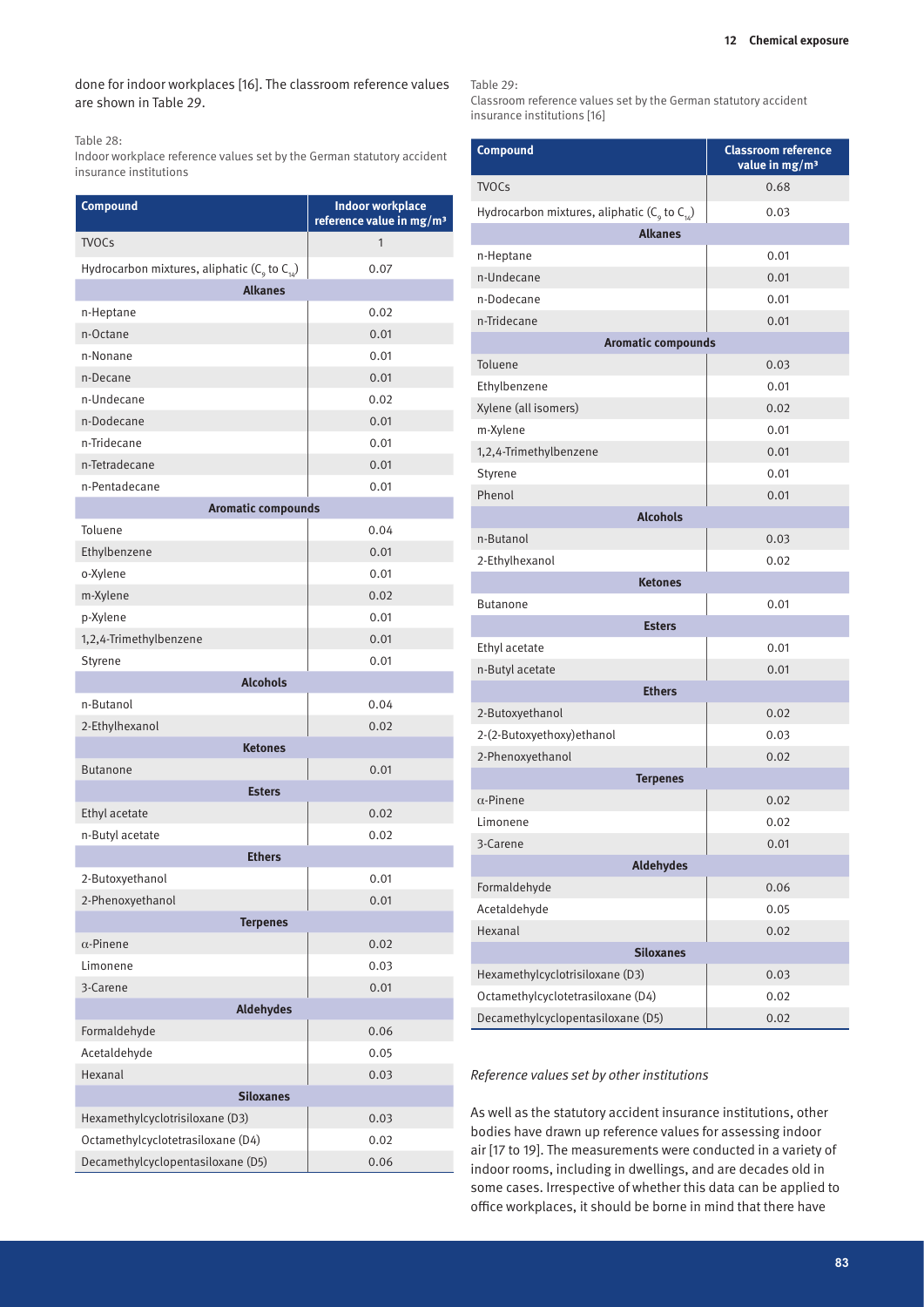done for indoor workplaces [16]. The classroom reference values are shown in Table 29.

Table 28:
Indoor workplace reference values set by the German statutory accident insurance institutions

| Compound | Indoor workplace reference value in mg/m³ |
|---|---|
| TVOCs | 1 |
| Hydrocarbon mixtures, aliphatic ($C_9$ to $C_{14}$) | 0.07 |
| **Alkanes** | |
| n-Heptane | 0.02 |
| n-Octane | 0.01 |
| n-Nonane | 0.01 |
| n-Decane | 0.01 |
| n-Undecane | 0.02 |
| n-Dodecane | 0.01 |
| n-Tridecane | 0.01 |
| n-Tetradecane | 0.01 |
| n-Pentadecane | 0.01 |
| **Aromatic compounds** | |
| Toluene | 0.04 |
| Ethylbenzene | 0.01 |
| o-Xylene | 0.01 |
| m-Xylene | 0.02 |
| p-Xylene | 0.01 |
| 1,2,4-Trimethylbenzene | 0.01 |
| Styrene | 0.01 |
| **Alcohols** | |
| n-Butanol | 0.04 |
| 2-Ethylhexanol | 0.02 |
| **Ketones** | |
| Butanone | 0.01 |
| **Esters** | |
| Ethyl acetate | 0.02 |
| n-Butyl acetate | 0.02 |
| **Ethers** | |
| 2-Butoxyethanol | 0.01 |
| 2-Phenoxyethanol | 0.01 |
| **Terpenes** | |
| α-Pinene | 0.02 |
| Limonene | 0.03 |
| 3-Carene | 0.01 |
| **Aldehydes** | |
| Formaldehyde | 0.06 |
| Acetaldehyde | 0.05 |
| Hexanal | 0.03 |
| **Siloxanes** | |
| Hexamethylcyclotrisiloxane (D3) | 0.03 |
| Octamethylcyclotetrasiloxane (D4) | 0.02 |
| Decamethylcyclopentasiloxane (D5) | 0.06 |

Table 29:
Classroom reference values set by the German statutory accident insurance institutions [16]

| Compound | Classroom reference value in mg/m³ |
|---|---|
| TVOCs | 0.68 |
| Hydrocarbon mixtures, aliphatic ($C_9$ to $C_{14}$) | 0.03 |
| **Alkanes** | |
| n-Heptane | 0.01 |
| n-Undecane | 0.01 |
| n-Dodecane | 0.01 |
| n-Tridecane | 0.01 |
| **Aromatic compounds** | |
| Toluene | 0.03 |
| Ethylbenzene | 0.01 |
| Xylene (all isomers) | 0.02 |
| m-Xylene | 0.01 |
| 1,2,4-Trimethylbenzene | 0.01 |
| Styrene | 0.01 |
| Phenol | 0.01 |
| **Alcohols** | |
| n-Butanol | 0.03 |
| 2-Ethylhexanol | 0.02 |
| **Ketones** | |
| Butanone | 0.01 |
| **Esters** | |
| Ethyl acetate | 0.01 |
| n-Butyl acetate | 0.01 |
| **Ethers** | |
| 2-Butoxyethanol | 0.02 |
| 2-(2-Butoxyethoxy)ethanol | 0.03 |
| 2-Phenoxyethanol | 0.02 |
| **Terpenes** | |
| α-Pinene | 0.02 |
| Limonene | 0.02 |
| 3-Carene | 0.01 |
| **Aldehydes** | |
| Formaldehyde | 0.06 |
| Acetaldehyde | 0.05 |
| Hexanal | 0.02 |
| **Siloxanes** | |
| Hexamethylcyclotrisiloxane (D3) | 0.03 |
| Octamethylcyclotetrasiloxane (D4) | 0.02 |
| Decamethylcyclopentasiloxane (D5) | 0.02 |

*Reference values set by other institutions*

As well as the statutory accident insurance institutions, other bodies have drawn up reference values for assessing indoor air [17 to 19]. The measurements were conducted in a variety of indoor rooms, including in dwellings, and are decades old in some cases. Irrespective of whether this data can be applied to office workplaces, it should be borne in mind that there have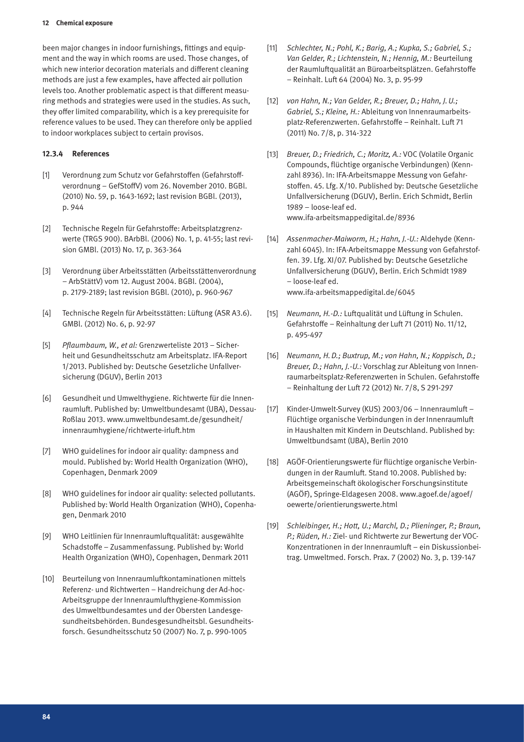been major changes in indoor furnishings, fittings and equipment and the way in which rooms are used. Those changes, of which new interior decoration materials and different cleaning methods are just a few examples, have affected air pollution levels too. Another problematic aspect is that different measuring methods and strategies were used in the studies. As such, they offer limited comparability, which is a key prerequisite for reference values to be used. They can therefore only be applied to indoor workplaces subject to certain provisos.

#### 12.3.4 References

[1] Verordnung zum Schutz vor Gefahrstoffen (Gefahrstoffverordnung – GefStoffV) vom 26. November 2010. BGBl. (2010) No. 59, p. 1643-1692; last revision BGBl. (2013), p. 944

[2] Technische Regeln für Gefahrstoffe: Arbeitsplatzgrenzwerte (TRGS 900). BArbBl. (2006) No. 1, p. 41-55; last revision GMBl. (2013) No. 17, p. 363-364

[3] Verordnung über Arbeitsstätten (Arbeitsstättenverordnung – ArbStättV) vom 12. August 2004. BGBl. (2004), p. 2179-2189; last revision BGBl. (2010), p. 960-967

[4] Technische Regeln für Arbeitsstätten: Lüftung (ASR A3.6). GMBl. (2012) No. 6, p. 92-97

[5] *Pflaumbaum, W., et al:* Grenzwerteliste 2013 – Sicherheit und Gesundheitsschutz am Arbeitsplatz. IFA-Report 1/2013. Published by: Deutsche Gesetzliche Unfallversicherung (DGUV), Berlin 2013

[6] Gesundheit und Umwelthygiene. Richtwerte für die Innenraumluft. Published by: Umweltbundesamt (UBA), Dessau-Roßlau 2013. www.umweltbundesamt.de/gesundheit/innenraumhygiene/richtwerte-irluft.htm

[7] WHO guidelines for indoor air quality: dampness and mould. Published by: World Health Organization (WHO), Copenhagen, Denmark 2009

[8] WHO guidelines for indoor air quality: selected pollutants. Published by: World Health Organization (WHO), Copenhagen, Denmark 2010

[9] WHO Leitlinien für Innenraumluftqualität: ausgewählte Schadstoffe – Zusammenfassung. Published by: World Health Organization (WHO), Copenhagen, Denmark 2011

[10] Beurteilung von Innenraumluftkontaminationen mittels Referenz- und Richtwerten – Handreichung der Ad-hoc-Arbeitsgruppe der Innenraumlufthygiene-Kommission des Umweltbundesamtes und der Obersten Landesgesundheitsbehörden. Bundesgesundheitsbl. Gesundheitsforsch. Gesundheitsschutz 50 (2007) No. 7, p. 990-1005

[11] *Schlechter, N.; Pohl, K.; Barig, A.; Kupka, S.; Gabriel, S.; Van Gelder, R.; Lichtenstein, N.; Hennig, M.:* Beurteilung der Raumluftqualität an Büroarbeitsplätzen. Gefahrstoffe – Reinhalt. Luft 64 (2004) No. 3, p. 95-99

[12] *von Hahn, N.; Van Gelder, R.; Breuer, D.; Hahn, J. U.; Gabriel, S.; Kleine, H.:* Ableitung von Innenraumarbeitsplatz-Referenzwerten. Gefahrstoffe – Reinhalt. Luft 71 (2011) No. 7/8, p. 314-322

[13] *Breuer, D.; Friedrich, C.; Moritz, A.:* VOC (Volatile Organic Compounds, flüchtige organische Verbindungen) (Kennzahl 8936). In: IFA-Arbeitsmappe Messung von Gefahrstoffen. 45. Lfg. X/10. Published by: Deutsche Gesetzliche Unfallversicherung (DGUV), Berlin. Erich Schmidt, Berlin 1989 – loose-leaf ed. www.ifa-arbeitsmappedigital.de/8936

[14] *Assenmacher-Maiworm, H.; Hahn, J.-U.:* Aldehyde (Kennzahl 6045). In: IFA-Arbeitsmappe Messung von Gefahrstoffen. 39. Lfg. XI/07. Published by: Deutsche Gesetzliche Unfallversicherung (DGUV), Berlin. Erich Schmidt 1989 – loose-leaf ed. www.ifa-arbeitsmappedigital.de/6045

[15] *Neumann, H.-D.:* Luftqualität und Lüftung in Schulen. Gefahrstoffe – Reinhaltung der Luft 71 (2011) No. 11/12, p. 495-497

[16] *Neumann, H. D.; Buxtrup, M.; von Hahn, N.; Koppisch, D.; Breuer, D.; Hahn, J.-U.:* Vorschlag zur Ableitung von Innenraumarbeitsplatz-Referenzwerten in Schulen. Gefahrstoffe – Reinhaltung der Luft 72 (2012) Nr. 7/8, S 291-297

[17] Kinder-Umwelt-Survey (KUS) 2003/06 – Innenraumluft – Flüchtige organische Verbindungen in der Innenraumluft in Haushalten mit Kindern in Deutschland. Published by: Umweltbundsamt (UBA), Berlin 2010

[18] AGÖF-Orientierungswerte für flüchtige organische Verbindungen in der Raumluft. Stand 10.2008. Published by: Arbeitsgemeinschaft ökologischer Forschungsinstitute (AGÖF), Springe-Eldagesen 2008. www.agoef.de/agoef/oewerte/orientierungswerte.html

[19] *Schleibinger, H.; Hott, U.; Marchl, D.; Plieninger, P.; Braun, P.; Rüden, H.:* Ziel- und Richtwerte zur Bewertung der VOC-Konzentrationen in der Innenraumluft – ein Diskussionsbeitrag. Umweltmed. Forsch. Prax. 7 (2002) No. 3, p. 139-147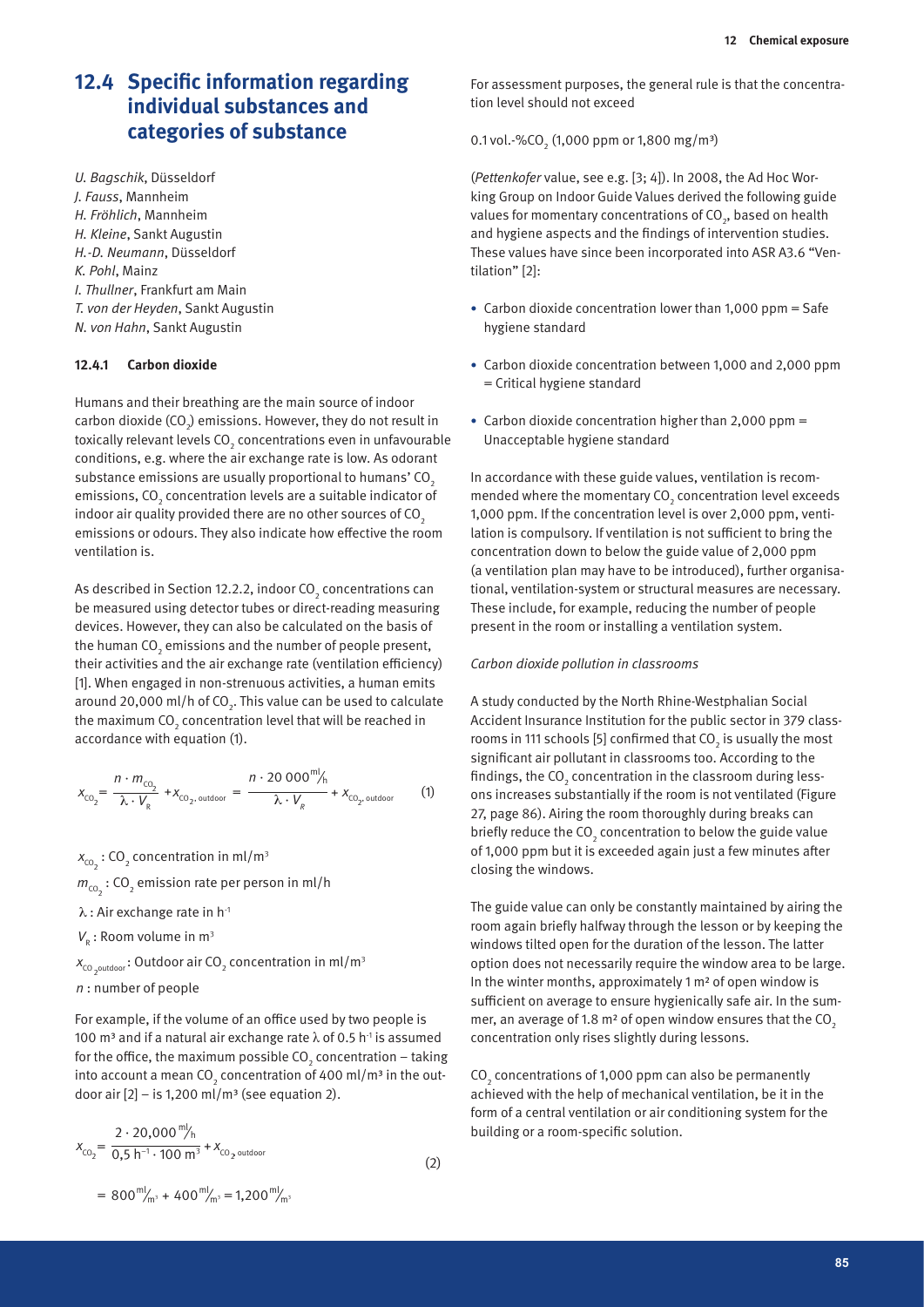## 12.4 Specific information regarding individual substances and categories of substance

*U. Bagschik*, Düsseldorf
*J. Fauss*, Mannheim
*H. Fröhlich*, Mannheim
*H. Kleine*, Sankt Augustin
*H.-D. Neumann*, Düsseldorf
*K. Pohl*, Mainz
*I. Thullner*, Frankfurt am Main
*T. von der Heyden*, Sankt Augustin
*N. von Hahn*, Sankt Augustin

### 12.4.1 Carbon dioxide

Humans and their breathing are the main source of indoor carbon dioxide ($CO_2$) emissions. However, they do not result in toxically relevant levels $CO_2$ concentrations even in unfavourable conditions, e.g. where the air exchange rate is low. As odorant substance emissions are usually proportional to humans' $CO_2$ emissions, $CO_2$ concentration levels are a suitable indicator of indoor air quality provided there are no other sources of $CO_2$ emissions or odours. They also indicate how effective the room ventilation is.

As described in Section 12.2.2, indoor $CO_2$ concentrations can be measured using detector tubes or direct-reading measuring devices. However, they can also be calculated on the basis of the human $CO_2$ emissions and the number of people present, their activities and the air exchange rate (ventilation efficiency) [1]. When engaged in non-strenuous activities, a human emits around 20,000 ml/h of $CO_2$. This value can be used to calculate the maximum $CO_2$ concentration level that will be reached in accordance with equation (1).

$$x_{CO_2} = \frac{n \cdot m_{CO_2}}{\lambda \cdot V_R} + x_{CO_2,\,outdoor} = \frac{n \cdot 20\,000\,^{ml}/_{h}}{\lambda \cdot V_R} + x_{CO_2,\,outdoor} \qquad (1)$$

$x_{CO_2}$ : $CO_2$ concentration in ml/m³
$m_{CO_2}$ : $CO_2$ emission rate per person in ml/h
$\lambda$ : Air exchange rate in $h^{-1}$
$V_R$ : Room volume in m³
$x_{CO_2\,outdoor}$ : Outdoor air $CO_2$ concentration in ml/m³
$n$ : number of people

For example, if the volume of an office used by two people is 100 m³ and if a natural air exchange rate $\lambda$ of 0.5 $h^{-1}$ is assumed for the office, the maximum possible $CO_2$ concentration – taking into account a mean $CO_2$ concentration of 400 ml/m³ in the outdoor air [2] – is 1,200 ml/m³ (see equation 2).

$$x_{CO_2} = \frac{2 \cdot 20{,}000\,^{ml}/_{h}}{0{,}5\ h^{-1} \cdot 100\ m^3} + x_{CO_2\,outdoor} \qquad (2)$$

$$= 800\,^{ml}/_{m^3} + 400\,^{ml}/_{m^3} = 1{,}200\,^{ml}/_{m^3}$$

For assessment purposes, the general rule is that the concentration level should not exceed

0.1 vol.-% $CO_2$ (1,000 ppm or 1,800 mg/m³)

(*Pettenkofer* value, see e.g. [3; 4]). In 2008, the Ad Hoc Working Group on Indoor Guide Values derived the following guide values for momentary concentrations of $CO_2$, based on health and hygiene aspects and the findings of intervention studies. These values have since been incorporated into ASR A3.6 "Ventilation" [2]:

- Carbon dioxide concentration lower than 1,000 ppm = Safe hygiene standard
- Carbon dioxide concentration between 1,000 and 2,000 ppm = Critical hygiene standard
- Carbon dioxide concentration higher than 2,000 ppm = Unacceptable hygiene standard

In accordance with these guide values, ventilation is recommended where the momentary $CO_2$ concentration level exceeds 1,000 ppm. If the concentration level is over 2,000 ppm, ventilation is compulsory. If ventilation is not sufficient to bring the concentration down to below the guide value of 2,000 ppm (a ventilation plan may have to be introduced), further organisational, ventilation-system or structural measures are necessary. These include, for example, reducing the number of people present in the room or installing a ventilation system.

*Carbon dioxide pollution in classrooms*

A study conducted by the North Rhine-Westphalian Social Accident Insurance Institution for the public sector in 379 classrooms in 111 schools [5] confirmed that $CO_2$ is usually the most significant air pollutant in classrooms too. According to the findings, the $CO_2$ concentration in the classroom during lessons increases substantially if the room is not ventilated (Figure 27, page 86). Airing the room thoroughly during breaks can briefly reduce the $CO_2$ concentration to below the guide value of 1,000 ppm but it is exceeded again just a few minutes after closing the windows.

The guide value can only be constantly maintained by airing the room again briefly halfway through the lesson or by keeping the windows tilted open for the duration of the lesson. The latter option does not necessarily require the window area to be large. In the winter months, approximately 1 m² of open window is sufficient on average to ensure hygienically safe air. In the summer, an average of 1.8 m² of open window ensures that the $CO_2$ concentration only rises slightly during lessons.

$CO_2$ concentrations of 1,000 ppm can also be permanently achieved with the help of mechanical ventilation, be it in the form of a central ventilation or air conditioning system for the building or a room-specific solution.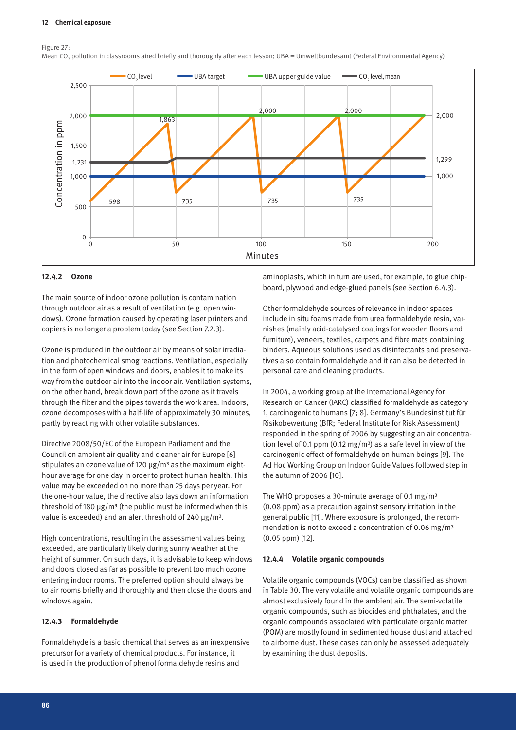Figure 27:
Mean $CO_2$ pollution in classrooms aired briefly and thoroughly after each lesson; UBA = Umweltbundesamt (Federal Environmental Agency)

#### 12.4.2 Ozone

The main source of indoor ozone pollution is contamination through outdoor air as a result of ventilation (e.g. open windows). Ozone formation caused by operating laser printers and copiers is no longer a problem today (see Section 7.2.3).

Ozone is produced in the outdoor air by means of solar irradiation and photochemical smog reactions. Ventilation, especially in the form of open windows and doors, enables it to make its way from the outdoor air into the indoor air. Ventilation systems, on the other hand, break down part of the ozone as it travels through the filter and the pipes towards the work area. Indoors, ozone decomposes with a half-life of approximately 30 minutes, partly by reacting with other volatile substances.

Directive 2008/50/EC of the European Parliament and the Council on ambient air quality and cleaner air for Europe [6] stipulates an ozone value of 120 µg/m³ as the maximum eight-hour average for one day in order to protect human health. This value may be exceeded on no more than 25 days per year. For the one-hour value, the directive also lays down an information threshold of 180 µg/m³ (the public must be informed when this value is exceeded) and an alert threshold of 240 µg/m³.

High concentrations, resulting in the assessment values being exceeded, are particularly likely during sunny weather at the height of summer. On such days, it is advisable to keep windows and doors closed as far as possible to prevent too much ozone entering indoor rooms. The preferred option should always be to air rooms briefly and thoroughly and then close the doors and windows again.

#### 12.4.3 Formaldehyde

Formaldehyde is a basic chemical that serves as an inexpensive precursor for a variety of chemical products. For instance, it is used in the production of phenol formaldehyde resins and aminoplasts, which in turn are used, for example, to glue chipboard, plywood and edge-glued panels (see Section 6.4.3).

Other formaldehyde sources of relevance in indoor spaces include in situ foams made from urea formaldehyde resin, varnishes (mainly acid-catalysed coatings for wooden floors and furniture), veneers, textiles, carpets and fibre mats containing binders. Aqueous solutions used as disinfectants and preservatives also contain formaldehyde and it can also be detected in personal care and cleaning products.

In 2004, a working group at the International Agency for Research on Cancer (IARC) classified formaldehyde as category 1, carcinogenic to humans [7; 8]. Germany's Bundesinstitut für Risikobewertung (BfR; Federal Institute for Risk Assessment) responded in the spring of 2006 by suggesting an air concentration level of 0.1 ppm (0.12 mg/m³) as a safe level in view of the carcinogenic effect of formaldehyde on human beings [9]. The Ad Hoc Working Group on Indoor Guide Values followed step in the autumn of 2006 [10].

The WHO proposes a 30-minute average of 0.1 mg/m³ (0.08 ppm) as a precaution against sensory irritation in the general public [11]. Where exposure is prolonged, the recommendation is not to exceed a concentration of 0.06 mg/m³ (0.05 ppm) [12].

#### 12.4.4 Volatile organic compounds

Volatile organic compounds (VOCs) can be classified as shown in Table 30. The very volatile and volatile organic compounds are almost exclusively found in the ambient air. The semi-volatile organic compounds, such as biocides and phthalates, and the organic compounds associated with particulate organic matter (POM) are mostly found in sedimented house dust and attached to airborne dust. These cases can only be assessed adequately by examining the dust deposits.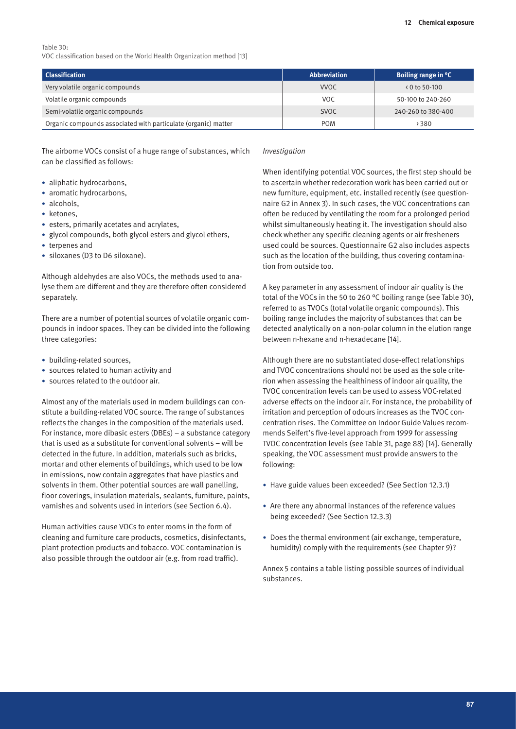Table 30:
VOC classification based on the World Health Organization method [13]

| Classification | Abbreviation | Boiling range in °C |
|---|---|---|
| Very volatile organic compounds | VVOC | < 0 to 50-100 |
| Volatile organic compounds | VOC | 50-100 to 240-260 |
| Semi-volatile organic compounds | SVOC | 240-260 to 380-400 |
| Organic compounds associated with particulate (organic) matter | POM | > 380 |

The airborne VOCs consist of a huge range of substances, which can be classified as follows:

- aliphatic hydrocarbons,
- aromatic hydrocarbons,
- alcohols,
- ketones,
- esters, primarily acetates and acrylates,
- glycol compounds, both glycol esters and glycol ethers,
- terpenes and
- siloxanes (D3 to D6 siloxane).

Although aldehydes are also VOCs, the methods used to analyse them are different and they are therefore often considered separately.

There are a number of potential sources of volatile organic compounds in indoor spaces. They can be divided into the following three categories:

- building-related sources,
- sources related to human activity and
- sources related to the outdoor air.

Almost any of the materials used in modern buildings can constitute a building-related VOC source. The range of substances reflects the changes in the composition of the materials used. For instance, more dibasic esters (DBEs) – a substance category that is used as a substitute for conventional solvents – will be detected in the future. In addition, materials such as bricks, mortar and other elements of buildings, which used to be low in emissions, now contain aggregates that have plastics and solvents in them. Other potential sources are wall panelling, floor coverings, insulation materials, sealants, furniture, paints, varnishes and solvents used in interiors (see Section 6.4).

Human activities cause VOCs to enter rooms in the form of cleaning and furniture care products, cosmetics, disinfectants, plant protection products and tobacco. VOC contamination is also possible through the outdoor air (e.g. from road traffic).

*Investigation*

When identifying potential VOC sources, the first step should be to ascertain whether redecoration work has been carried out or new furniture, equipment, etc. installed recently (see questionnaire G2 in Annex 3). In such cases, the VOC concentrations can often be reduced by ventilating the room for a prolonged period whilst simultaneously heating it. The investigation should also check whether any specific cleaning agents or air fresheners used could be sources. Questionnaire G2 also includes aspects such as the location of the building, thus covering contamination from outside too.

A key parameter in any assessment of indoor air quality is the total of the VOCs in the 50 to 260 °C boiling range (see Table 30), referred to as TVOCs (total volatile organic compounds). This boiling range includes the majority of substances that can be detected analytically on a non-polar column in the elution range between n-hexane and n-hexadecane [14].

Although there are no substantiated dose-effect relationships and TVOC concentrations should not be used as the sole criterion when assessing the healthiness of indoor air quality, the TVOC concentration levels can be used to assess VOC-related adverse effects on the indoor air. For instance, the probability of irritation and perception of odours increases as the TVOC concentration rises. The Committee on Indoor Guide Values recommends Seifert's five-level approach from 1999 for assessing TVOC concentration levels (see Table 31, page 88) [14]. Generally speaking, the VOC assessment must provide answers to the following:

- Have guide values been exceeded? (See Section 12.3.1)
- Are there any abnormal instances of the reference values being exceeded? (See Section 12.3.3)
- Does the thermal environment (air exchange, temperature, humidity) comply with the requirements (see Chapter 9)?

Annex 5 contains a table listing possible sources of individual substances.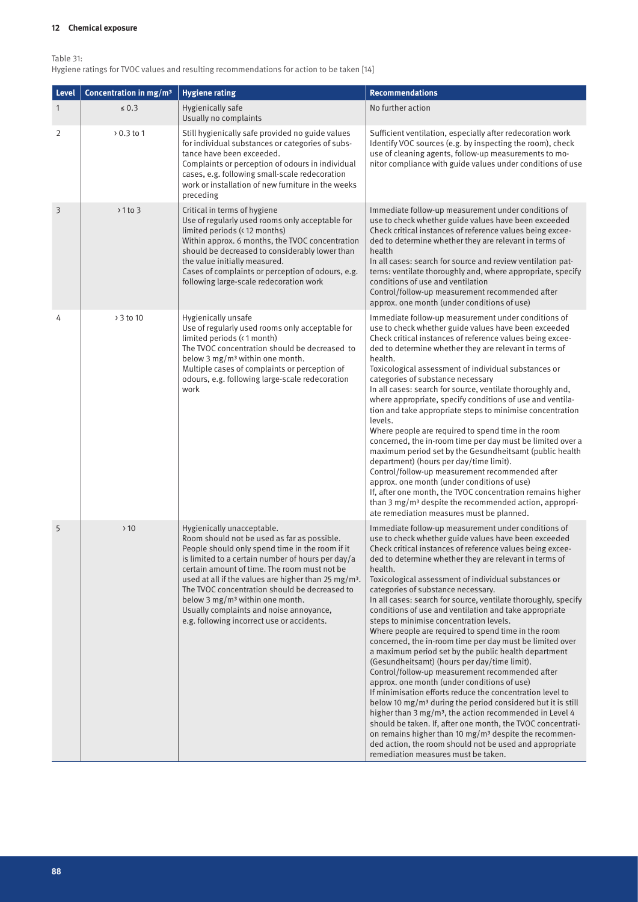Table 31:
Hygiene ratings for TVOC values and resulting recommendations for action to be taken [14]

| Level | Concentration in mg/m³ | Hygiene rating | Recommendations |
|---|---|---|---|
| 1 | ≤ 0.3 | Hygienically safe<br>Usually no complaints | No further action |
| 2 | › 0.3 to 1 | Still hygienically safe provided no guide values for individual substances or categories of substance have been exceeded.<br>Complaints or perception of odours in individual cases, e.g. following small-scale redecoration work or installation of new furniture in the weeks preceding | Sufficient ventilation, especially after redecoration work<br>Identify VOC sources (e.g. by inspecting the room), check use of cleaning agents, follow-up measurements to monitor compliance with guide values under conditions of use |
| 3 | › 1 to 3 | Critical in terms of hygiene<br>Use of regularly used rooms only acceptable for limited periods (‹ 12 months)<br>Within approx. 6 months, the TVOC concentration should be decreased to considerably lower than the value initially measured.<br>Cases of complaints or perception of odours, e.g. following large-scale redecoration work | Immediate follow-up measurement under conditions of use to check whether guide values have been exceeded<br>Check critical instances of reference values being exceeded to determine whether they are relevant in terms of health<br>In all cases: search for source and review ventilation patterns: ventilate thoroughly and, where appropriate, specify conditions of use and ventilation<br>Control/follow-up measurement recommended after approx. one month (under conditions of use) |
| 4 | › 3 to 10 | Hygienically unsafe<br>Use of regularly used rooms only acceptable for limited periods (‹ 1 month)<br>The TVOC concentration should be decreased to below 3 mg/m³ within one month.<br>Multiple cases of complaints or perception of odours, e.g. following large-scale redecoration work | Immediate follow-up measurement under conditions of use to check whether guide values have been exceeded<br>Check critical instances of reference values being exceeded to determine whether they are relevant in terms of health.<br>Toxicological assessment of individual substances or categories of substance necessary<br>In all cases: search for source, ventilate thoroughly and, where appropriate, specify conditions of use and ventilation and take appropriate steps to minimise concentration levels.<br>Where people are required to spend time in the room concerned, the in-room time per day must be limited over a maximum period set by the Gesundheitsamt (public health department) (hours per day/time limit).<br>Control/follow-up measurement recommended after approx. one month (under conditions of use)<br>If, after one month, the TVOC concentration remains higher than 3 mg/m³ despite the recommended action, appropriate remediation measures must be planned. |
| 5 | › 10 | Hygienically unacceptable.<br>Room should not be used as far as possible. People should only spend time in the room if it is limited to a certain number of hours per day/a certain amount of time. The room must not be used at all if the values are higher than 25 mg/m³.<br>The TVOC concentration should be decreased to below 3 mg/m³ within one month.<br>Usually complaints and noise annoyance, e.g. following incorrect use or accidents. | Immediate follow-up measurement under conditions of use to check whether guide values have been exceeded<br>Check critical instances of reference values being exceeded to determine whether they are relevant in terms of health.<br>Toxicological assessment of individual substances or categories of substance necessary.<br>In all cases: search for source, ventilate thoroughly, specify conditions of use and ventilation and take appropriate steps to minimise concentration levels.<br>Where people are required to spend time in the room concerned, the in-room time per day must be limited over a maximum period set by the public health department (Gesundheitsamt) (hours per day/time limit).<br>Control/follow-up measurement recommended after approx. one month (under conditions of use)<br>If minimisation efforts reduce the concentration level to below 10 mg/m³ during the period considered but it is still higher than 3 mg/m³, the action recommended in Level 4 should be taken. If, after one month, the TVOC concentration remains higher than 10 mg/m³ despite the recommended action, the room should not be used and appropriate remediation measures must be taken. |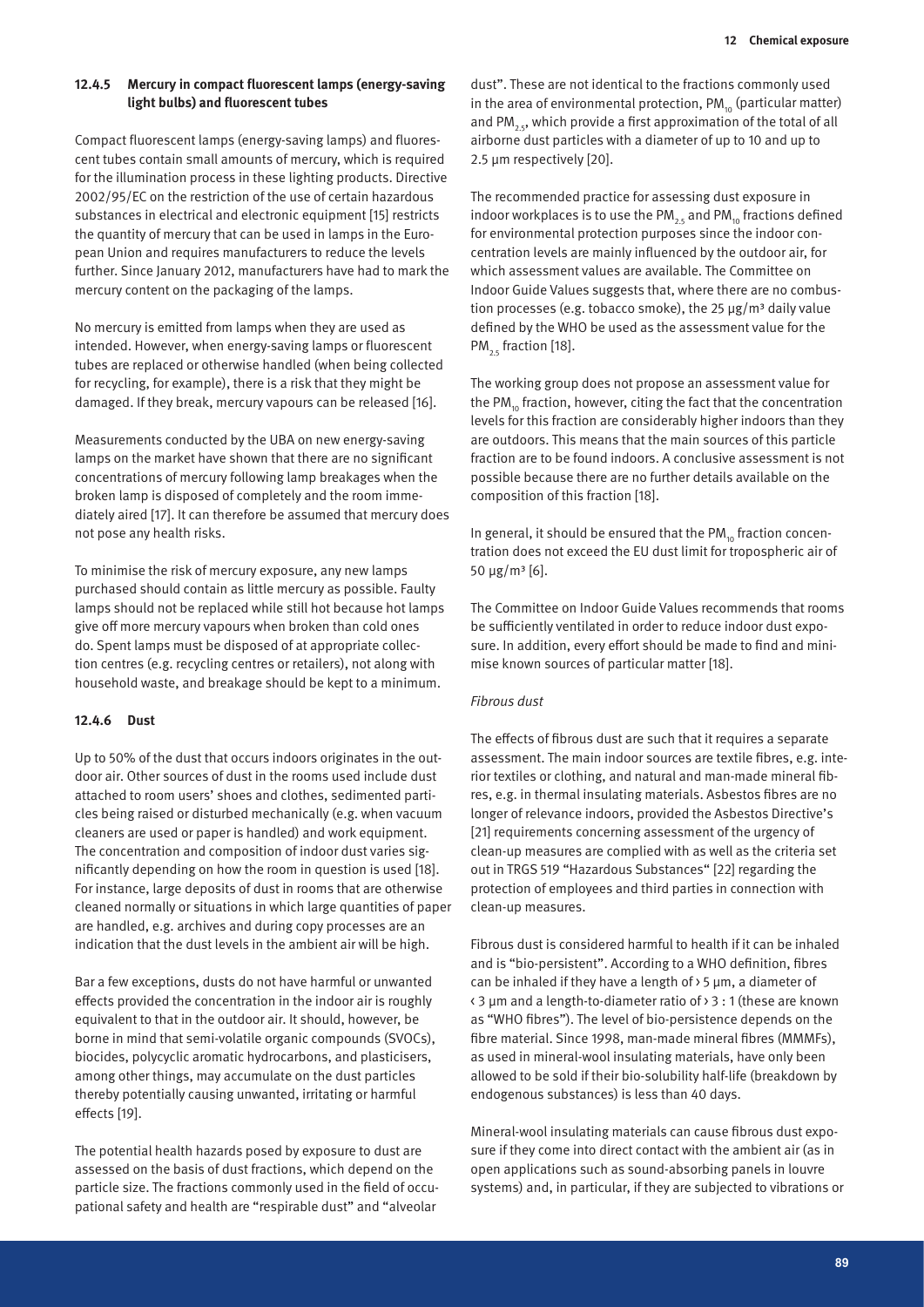### 12.4.5 Mercury in compact fluorescent lamps (energy-saving light bulbs) and fluorescent tubes

Compact fluorescent lamps (energy-saving lamps) and fluorescent tubes contain small amounts of mercury, which is required for the illumination process in these lighting products. Directive 2002/95/EC on the restriction of the use of certain hazardous substances in electrical and electronic equipment [15] restricts the quantity of mercury that can be used in lamps in the European Union and requires manufacturers to reduce the levels further. Since January 2012, manufacturers have had to mark the mercury content on the packaging of the lamps.

No mercury is emitted from lamps when they are used as intended. However, when energy-saving lamps or fluorescent tubes are replaced or otherwise handled (when being collected for recycling, for example), there is a risk that they might be damaged. If they break, mercury vapours can be released [16].

Measurements conducted by the UBA on new energy-saving lamps on the market have shown that there are no significant concentrations of mercury following lamp breakages when the broken lamp is disposed of completely and the room immediately aired [17]. It can therefore be assumed that mercury does not pose any health risks.

To minimise the risk of mercury exposure, any new lamps purchased should contain as little mercury as possible. Faulty lamps should not be replaced while still hot because hot lamps give off more mercury vapours when broken than cold ones do. Spent lamps must be disposed of at appropriate collection centres (e.g. recycling centres or retailers), not along with household waste, and breakage should be kept to a minimum.

### 12.4.6 Dust

Up to 50% of the dust that occurs indoors originates in the outdoor air. Other sources of dust in the rooms used include dust attached to room users' shoes and clothes, sedimented particles being raised or disturbed mechanically (e.g. when vacuum cleaners are used or paper is handled) and work equipment. The concentration and composition of indoor dust varies significantly depending on how the room in question is used [18]. For instance, large deposits of dust in rooms that are otherwise cleaned normally or situations in which large quantities of paper are handled, e.g. archives and during copy processes are an indication that the dust levels in the ambient air will be high.

Bar a few exceptions, dusts do not have harmful or unwanted effects provided the concentration in the indoor air is roughly equivalent to that in the outdoor air. It should, however, be borne in mind that semi-volatile organic compounds (SVOCs), biocides, polycyclic aromatic hydrocarbons, and plasticisers, among other things, may accumulate on the dust particles thereby potentially causing unwanted, irritating or harmful effects [19].

The potential health hazards posed by exposure to dust are assessed on the basis of dust fractions, which depend on the particle size. The fractions commonly used in the field of occupational safety and health are "respirable dust" and "alveolar dust". These are not identical to the fractions commonly used in the area of environmental protection, $PM_{10}$ (particular matter) and $PM_{2.5}$, which provide a first approximation of the total of all airborne dust particles with a diameter of up to 10 and up to 2.5 µm respectively [20].

The recommended practice for assessing dust exposure in indoor workplaces is to use the $PM_{2.5}$ and $PM_{10}$ fractions defined for environmental protection purposes since the indoor concentration levels are mainly influenced by the outdoor air, for which assessment values are available. The Committee on Indoor Guide Values suggests that, where there are no combustion processes (e.g. tobacco smoke), the 25 µg/m³ daily value defined by the WHO be used as the assessment value for the $PM_{2.5}$ fraction [18].

The working group does not propose an assessment value for the $PM_{10}$ fraction, however, citing the fact that the concentration levels for this fraction are considerably higher indoors than they are outdoors. This means that the main sources of this particle fraction are to be found indoors. A conclusive assessment is not possible because there are no further details available on the composition of this fraction [18].

In general, it should be ensured that the $PM_{10}$ fraction concentration does not exceed the EU dust limit for tropospheric air of 50 µg/m³ [6].

The Committee on Indoor Guide Values recommends that rooms be sufficiently ventilated in order to reduce indoor dust exposure. In addition, every effort should be made to find and minimise known sources of particular matter [18].

*Fibrous dust*

The effects of fibrous dust are such that it requires a separate assessment. The main indoor sources are textile fibres, e.g. interior textiles or clothing, and natural and man-made mineral fibres, e.g. in thermal insulating materials. Asbestos fibres are no longer of relevance indoors, provided the Asbestos Directive's [21] requirements concerning assessment of the urgency of clean-up measures are complied with as well as the criteria set out in TRGS 519 "Hazardous Substances" [22] regarding the protection of employees and third parties in connection with clean-up measures.

Fibrous dust is considered harmful to health if it can be inhaled and is "bio-persistent". According to a WHO definition, fibres can be inhaled if they have a length of > 5 µm, a diameter of < 3 µm and a length-to-diameter ratio of > 3 : 1 (these are known as "WHO fibres"). The level of bio-persistence depends on the fibre material. Since 1998, man-made mineral fibres (MMMFs), as used in mineral-wool insulating materials, have only been allowed to be sold if their bio-solubility half-life (breakdown by endogenous substances) is less than 40 days.

Mineral-wool insulating materials can cause fibrous dust exposure if they come into direct contact with the ambient air (as in open applications such as sound-absorbing panels in louvre systems) and, in particular, if they are subjected to vibrations or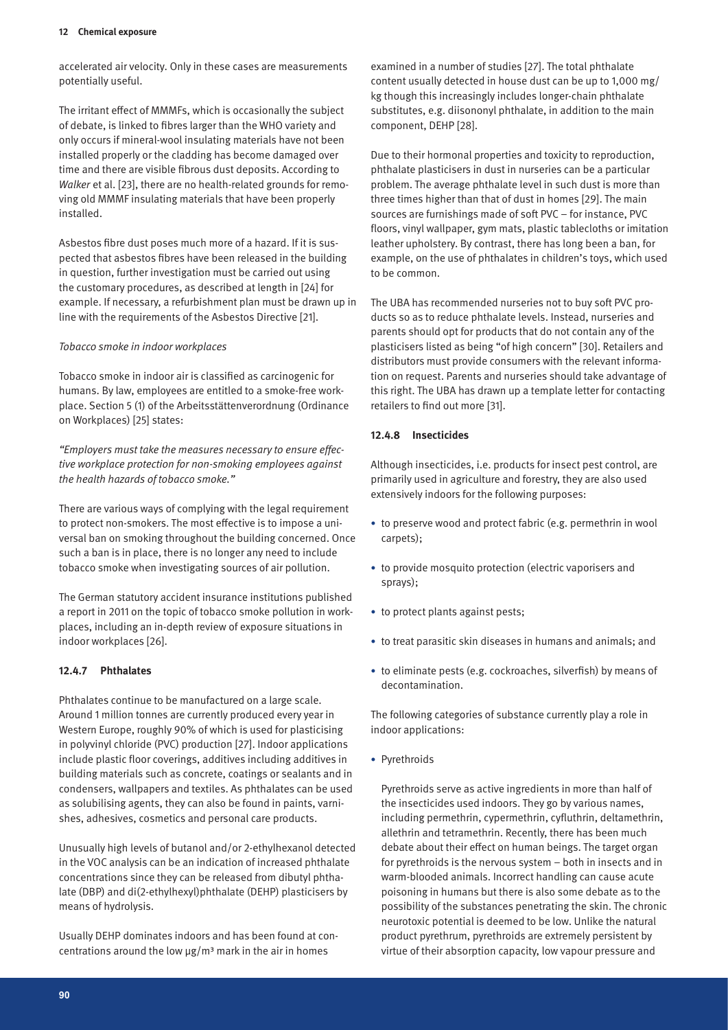accelerated air velocity. Only in these cases are measurements potentially useful.

The irritant effect of MMMFs, which is occasionally the subject of debate, is linked to fibres larger than the WHO variety and only occurs if mineral-wool insulating materials have not been installed properly or the cladding has become damaged over time and there are visible fibrous dust deposits. According to *Walker* et al. [23], there are no health-related grounds for removing old MMMF insulating materials that have been properly installed.

Asbestos fibre dust poses much more of a hazard. If it is suspected that asbestos fibres have been released in the building in question, further investigation must be carried out using the customary procedures, as described at length in [24] for example. If necessary, a refurbishment plan must be drawn up in line with the requirements of the Asbestos Directive [21].

*Tobacco smoke in indoor workplaces*

Tobacco smoke in indoor air is classified as carcinogenic for humans. By law, employees are entitled to a smoke-free workplace. Section 5 (1) of the Arbeitsstättenverordnung (Ordinance on Workplaces) [25] states:

*"Employers must take the measures necessary to ensure effective workplace protection for non-smoking employees against the health hazards of tobacco smoke."*

There are various ways of complying with the legal requirement to protect non-smokers. The most effective is to impose a universal ban on smoking throughout the building concerned. Once such a ban is in place, there is no longer any need to include tobacco smoke when investigating sources of air pollution.

The German statutory accident insurance institutions published a report in 2011 on the topic of tobacco smoke pollution in workplaces, including an in-depth review of exposure situations in indoor workplaces [26].

### 12.4.7 Phthalates

Phthalates continue to be manufactured on a large scale. Around 1 million tonnes are currently produced every year in Western Europe, roughly 90% of which is used for plasticising in polyvinyl chloride (PVC) production [27]. Indoor applications include plastic floor coverings, additives including additives in building materials such as concrete, coatings or sealants and in condensers, wallpapers and textiles. As phthalates can be used as solubilising agents, they can also be found in paints, varnishes, adhesives, cosmetics and personal care products.

Unusually high levels of butanol and/or 2-ethylhexanol detected in the VOC analysis can be an indication of increased phthalate concentrations since they can be released from dibutyl phthalate (DBP) and di(2-ethylhexyl)phthalate (DEHP) plasticisers by means of hydrolysis.

Usually DEHP dominates indoors and has been found at concentrations around the low µg/m³ mark in the air in homes examined in a number of studies [27]. The total phthalate content usually detected in house dust can be up to 1,000 mg/kg though this increasingly includes longer-chain phthalate substitutes, e.g. diisononyl phthalate, in addition to the main component, DEHP [28].

Due to their hormonal properties and toxicity to reproduction, phthalate plasticisers in dust in nurseries can be a particular problem. The average phthalate level in such dust is more than three times higher than that of dust in homes [29]. The main sources are furnishings made of soft PVC – for instance, PVC floors, vinyl wallpaper, gym mats, plastic tablecloths or imitation leather upholstery. By contrast, there has long been a ban, for example, on the use of phthalates in children's toys, which used to be common.

The UBA has recommended nurseries not to buy soft PVC products so as to reduce phthalate levels. Instead, nurseries and parents should opt for products that do not contain any of the plasticisers listed as being "of high concern" [30]. Retailers and distributors must provide consumers with the relevant information on request. Parents and nurseries should take advantage of this right. The UBA has drawn up a template letter for contacting retailers to find out more [31].

### 12.4.8 Insecticides

Although insecticides, i.e. products for insect pest control, are primarily used in agriculture and forestry, they are also used extensively indoors for the following purposes:

- to preserve wood and protect fabric (e.g. permethrin in wool carpets);
- to provide mosquito protection (electric vaporisers and sprays);
- to protect plants against pests;
- to treat parasitic skin diseases in humans and animals; and
- to eliminate pests (e.g. cockroaches, silverfish) by means of decontamination.

The following categories of substance currently play a role in indoor applications:

- Pyrethroids

  Pyrethroids serve as active ingredients in more than half of the insecticides used indoors. They go by various names, including permethrin, cypermethrin, cyfluthrin, deltamethrin, allethrin and tetramethrin. Recently, there has been much debate about their effect on human beings. The target organ for pyrethroids is the nervous system – both in insects and in warm-blooded animals. Incorrect handling can cause acute poisoning in humans but there is also some debate as to the possibility of the substances penetrating the skin. The chronic neurotoxic potential is deemed to be low. Unlike the natural product pyrethrum, pyrethroids are extremely persistent by virtue of their absorption capacity, low vapour pressure and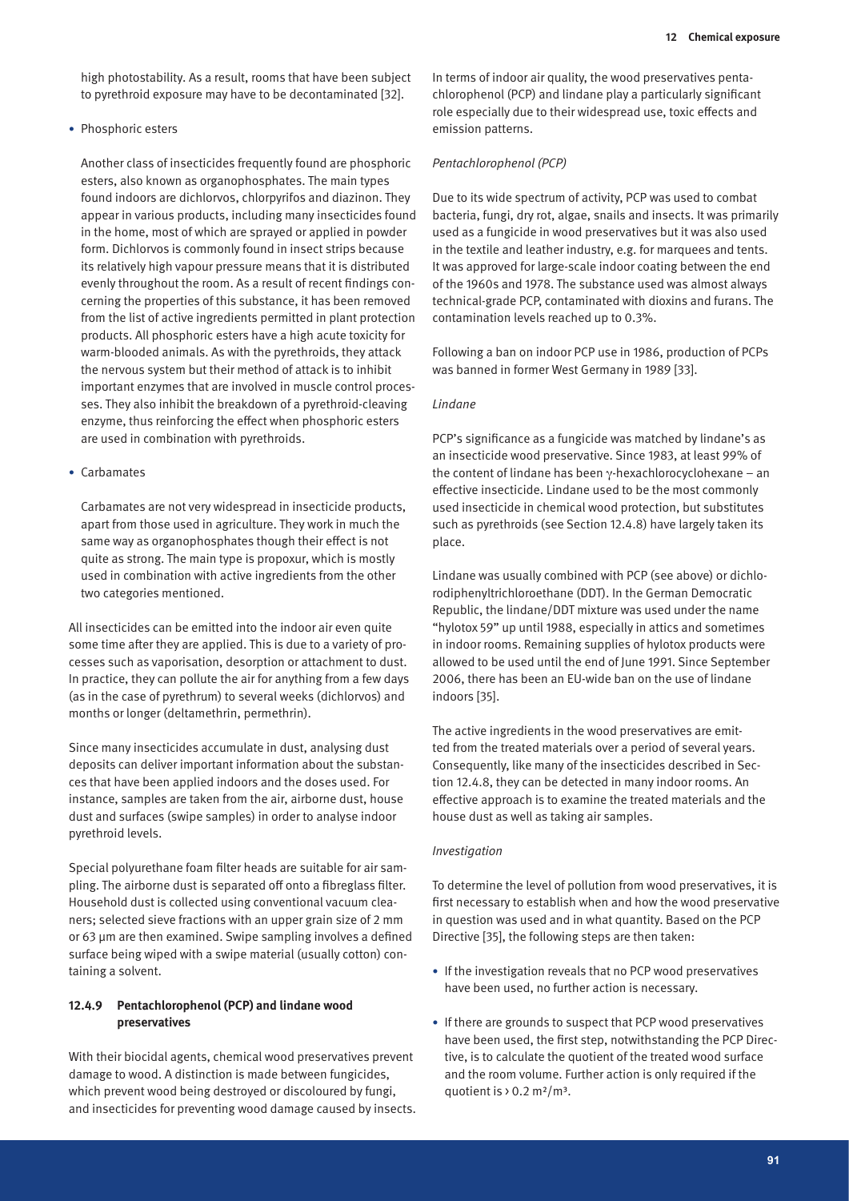high photostability. As a result, rooms that have been subject to pyrethroid exposure may have to be decontaminated [32].

- Phosphoric esters

  Another class of insecticides frequently found are phosphoric esters, also known as organophosphates. The main types found indoors are dichlorvos, chlorpyrifos and diazinon. They appear in various products, including many insecticides found in the home, most of which are sprayed or applied in powder form. Dichlorvos is commonly found in insect strips because its relatively high vapour pressure means that it is distributed evenly throughout the room. As a result of recent findings concerning the properties of this substance, it has been removed from the list of active ingredients permitted in plant protection products. All phosphoric esters have a high acute toxicity for warm-blooded animals. As with the pyrethroids, they attack the nervous system but their method of attack is to inhibit important enzymes that are involved in muscle control processes. They also inhibit the breakdown of a pyrethroid-cleaving enzyme, thus reinforcing the effect when phosphoric esters are used in combination with pyrethroids.

- Carbamates

  Carbamates are not very widespread in insecticide products, apart from those used in agriculture. They work in much the same way as organophosphates though their effect is not quite as strong. The main type is propoxur, which is mostly used in combination with active ingredients from the other two categories mentioned.

All insecticides can be emitted into the indoor air even quite some time after they are applied. This is due to a variety of processes such as vaporisation, desorption or attachment to dust. In practice, they can pollute the air for anything from a few days (as in the case of pyrethrum) to several weeks (dichlorvos) and months or longer (deltamethrin, permethrin).

Since many insecticides accumulate in dust, analysing dust deposits can deliver important information about the substances that have been applied indoors and the doses used. For instance, samples are taken from the air, airborne dust, house dust and surfaces (swipe samples) in order to analyse indoor pyrethroid levels.

Special polyurethane foam filter heads are suitable for air sampling. The airborne dust is separated off onto a fibreglass filter. Household dust is collected using conventional vacuum cleaners; selected sieve fractions with an upper grain size of 2 mm or 63 µm are then examined. Swipe sampling involves a defined surface being wiped with a swipe material (usually cotton) containing a solvent.

### 12.4.9 Pentachlorophenol (PCP) and lindane wood preservatives

With their biocidal agents, chemical wood preservatives prevent damage to wood. A distinction is made between fungicides, which prevent wood being destroyed or discoloured by fungi, and insecticides for preventing wood damage caused by insects. In terms of indoor air quality, the wood preservatives pentachlorophenol (PCP) and lindane play a particularly significant role especially due to their widespread use, toxic effects and emission patterns.

*Pentachlorophenol (PCP)*

Due to its wide spectrum of activity, PCP was used to combat bacteria, fungi, dry rot, algae, snails and insects. It was primarily used as a fungicide in wood preservatives but it was also used in the textile and leather industry, e.g. for marquees and tents. It was approved for large-scale indoor coating between the end of the 1960s and 1978. The substance used was almost always technical-grade PCP, contaminated with dioxins and furans. The contamination levels reached up to 0.3%.

Following a ban on indoor PCP use in 1986, production of PCPs was banned in former West Germany in 1989 [33].

*Lindane*

PCP's significance as a fungicide was matched by lindane's as an insecticide wood preservative. Since 1983, at least 99% of the content of lindane has been $\gamma$-hexachlorocyclohexane – an effective insecticide. Lindane used to be the most commonly used insecticide in chemical wood protection, but substitutes such as pyrethroids (see Section 12.4.8) have largely taken its place.

Lindane was usually combined with PCP (see above) or dichlorodiphenyltrichloroethane (DDT). In the German Democratic Republic, the lindane/DDT mixture was used under the name "hylotox 59" up until 1988, especially in attics and sometimes in indoor rooms. Remaining supplies of hylotox products were allowed to be used until the end of June 1991. Since September 2006, there has been an EU-wide ban on the use of lindane indoors [35].

The active ingredients in the wood preservatives are emitted from the treated materials over a period of several years. Consequently, like many of the insecticides described in Section 12.4.8, they can be detected in many indoor rooms. An effective approach is to examine the treated materials and the house dust as well as taking air samples.

*Investigation*

To determine the level of pollution from wood preservatives, it is first necessary to establish when and how the wood preservative in question was used and in what quantity. Based on the PCP Directive [35], the following steps are then taken:

- If the investigation reveals that no PCP wood preservatives have been used, no further action is necessary.
- If there are grounds to suspect that PCP wood preservatives have been used, the first step, notwithstanding the PCP Directive, is to calculate the quotient of the treated wood surface and the room volume. Further action is only required if the quotient is > 0.2 m²/m³.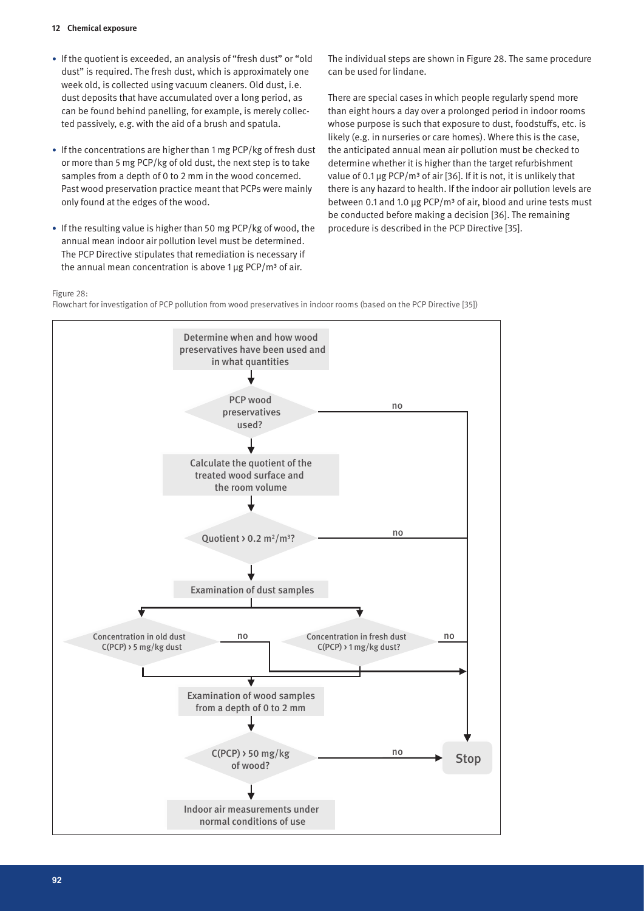- If the quotient is exceeded, an analysis of "fresh dust" or "old dust" is required. The fresh dust, which is approximately one week old, is collected using vacuum cleaners. Old dust, i.e. dust deposits that have accumulated over a long period, as can be found behind panelling, for example, is merely collected passively, e.g. with the aid of a brush and spatula.
- If the concentrations are higher than 1 mg PCP/kg of fresh dust or more than 5 mg PCP/kg of old dust, the next step is to take samples from a depth of 0 to 2 mm in the wood concerned. Past wood preservation practice meant that PCPs were mainly only found at the edges of the wood.
- If the resulting value is higher than 50 mg PCP/kg of wood, the annual mean indoor air pollution level must be determined. The PCP Directive stipulates that remediation is necessary if the annual mean concentration is above 1 µg PCP/m³ of air.

The individual steps are shown in Figure 28. The same procedure can be used for lindane.

There are special cases in which people regularly spend more than eight hours a day over a prolonged period in indoor rooms whose purpose is such that exposure to dust, foodstuffs, etc. is likely (e.g. in nurseries or care homes). Where this is the case, the anticipated annual mean air pollution must be checked to determine whether it is higher than the target refurbishment value of 0.1 µg PCP/m³ of air [36]. If it is not, it is unlikely that there is any hazard to health. If the indoor air pollution levels are between 0.1 and 1.0 µg PCP/m³ of air, blood and urine tests must be conducted before making a decision [36]. The remaining procedure is described in the PCP Directive [35].

Figure 28:
Flowchart for investigation of PCP pollution from wood preservatives in indoor rooms (based on the PCP Directive [35])

Determine when and how wood preservatives have been used and in what quantities

PCP wood preservatives used? — no → Stop

Calculate the quotient of the treated wood surface and the room volume

Quotient > 0.2 m²/m³? — no → Stop

Examination of dust samples

Concentration in old dust C(PCP) > 5 mg/kg dust — no → Stop

Concentration in fresh dust C(PCP) > 1 mg/kg dust? — no → Stop

Examination of wood samples from a depth of 0 to 2 mm

C(PCP) > 50 mg/kg of wood? — no → Stop

Indoor air measurements under normal conditions of use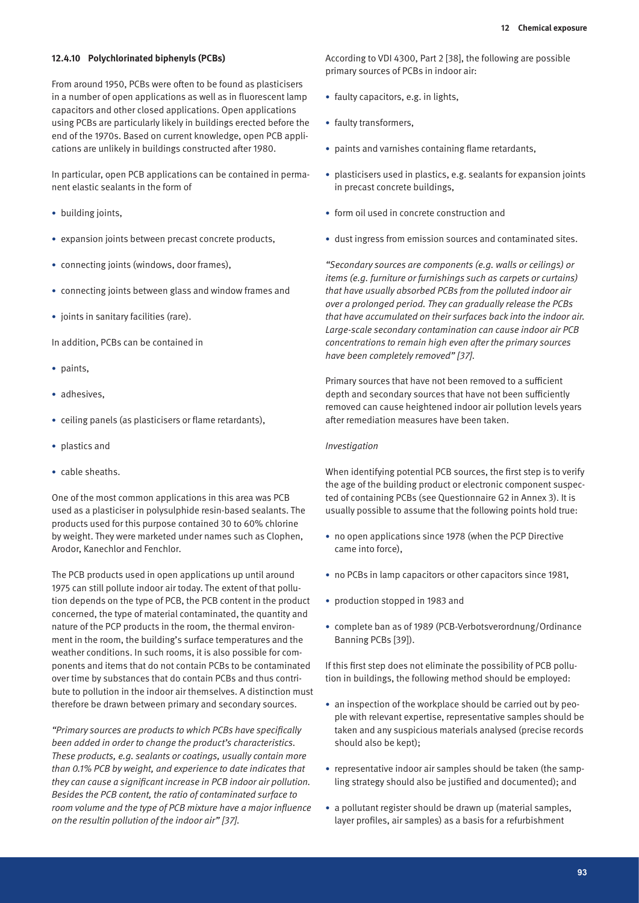#### 12.4.10 Polychlorinated biphenyls (PCBs)

From around 1950, PCBs were often to be found as plasticisers in a number of open applications as well as in fluorescent lamp capacitors and other closed applications. Open applications using PCBs are particularly likely in buildings erected before the end of the 1970s. Based on current knowledge, open PCB applications are unlikely in buildings constructed after 1980.

In particular, open PCB applications can be contained in permanent elastic sealants in the form of

- building joints,
- expansion joints between precast concrete products,
- connecting joints (windows, door frames),
- connecting joints between glass and window frames and
- joints in sanitary facilities (rare).

In addition, PCBs can be contained in

- paints,
- adhesives,
- ceiling panels (as plasticisers or flame retardants),
- plastics and
- cable sheaths.

One of the most common applications in this area was PCB used as a plasticiser in polysulphide resin-based sealants. The products used for this purpose contained 30 to 60% chlorine by weight. They were marketed under names such as Clophen, Arodor, Kanechlor and Fenchlor.

The PCB products used in open applications up until around 1975 can still pollute indoor air today. The extent of that pollution depends on the type of PCB, the PCB content in the product concerned, the type of material contaminated, the quantity and nature of the PCP products in the room, the thermal environment in the room, the building's surface temperatures and the weather conditions. In such rooms, it is also possible for components and items that do not contain PCBs to be contaminated over time by substances that do contain PCBs and thus contribute to pollution in the indoor air themselves. A distinction must therefore be drawn between primary and secondary sources.

*"Primary sources are products to which PCBs have specifically been added in order to change the product's characteristics. These products, e.g. sealants or coatings, usually contain more than 0.1% PCB by weight, and experience to date indicates that they can cause a significant increase in PCB indoor air pollution. Besides the PCB content, the ratio of contaminated surface to room volume and the type of PCB mixture have a major influence on the resultin pollution of the indoor air" [37].*

According to VDI 4300, Part 2 [38], the following are possible primary sources of PCBs in indoor air:

- faulty capacitors, e.g. in lights,
- faulty transformers,
- paints and varnishes containing flame retardants,
- plasticisers used in plastics, e.g. sealants for expansion joints in precast concrete buildings,
- form oil used in concrete construction and
- dust ingress from emission sources and contaminated sites.

*"Secondary sources are components (e.g. walls or ceilings) or items (e.g. furniture or furnishings such as carpets or curtains) that have usually absorbed PCBs from the polluted indoor air over a prolonged period. They can gradually release the PCBs that have accumulated on their surfaces back into the indoor air. Large-scale secondary contamination can cause indoor air PCB concentrations to remain high even after the primary sources have been completely removed" [37].*

Primary sources that have not been removed to a sufficient depth and secondary sources that have not been sufficiently removed can cause heightened indoor air pollution levels years after remediation measures have been taken.

*Investigation*

When identifying potential PCB sources, the first step is to verify the age of the building product or electronic component suspected of containing PCBs (see Questionnaire G2 in Annex 3). It is usually possible to assume that the following points hold true:

- no open applications since 1978 (when the PCP Directive came into force),
- no PCBs in lamp capacitors or other capacitors since 1981,
- production stopped in 1983 and
- complete ban as of 1989 (PCB-Verbotsverordnung/Ordinance Banning PCBs [39]).

If this first step does not eliminate the possibility of PCB pollution in buildings, the following method should be employed:

- an inspection of the workplace should be carried out by people with relevant expertise, representative samples should be taken and any suspicious materials analysed (precise records should also be kept);
- representative indoor air samples should be taken (the sampling strategy should also be justified and documented); and
- a pollutant register should be drawn up (material samples, layer profiles, air samples) as a basis for a refurbishment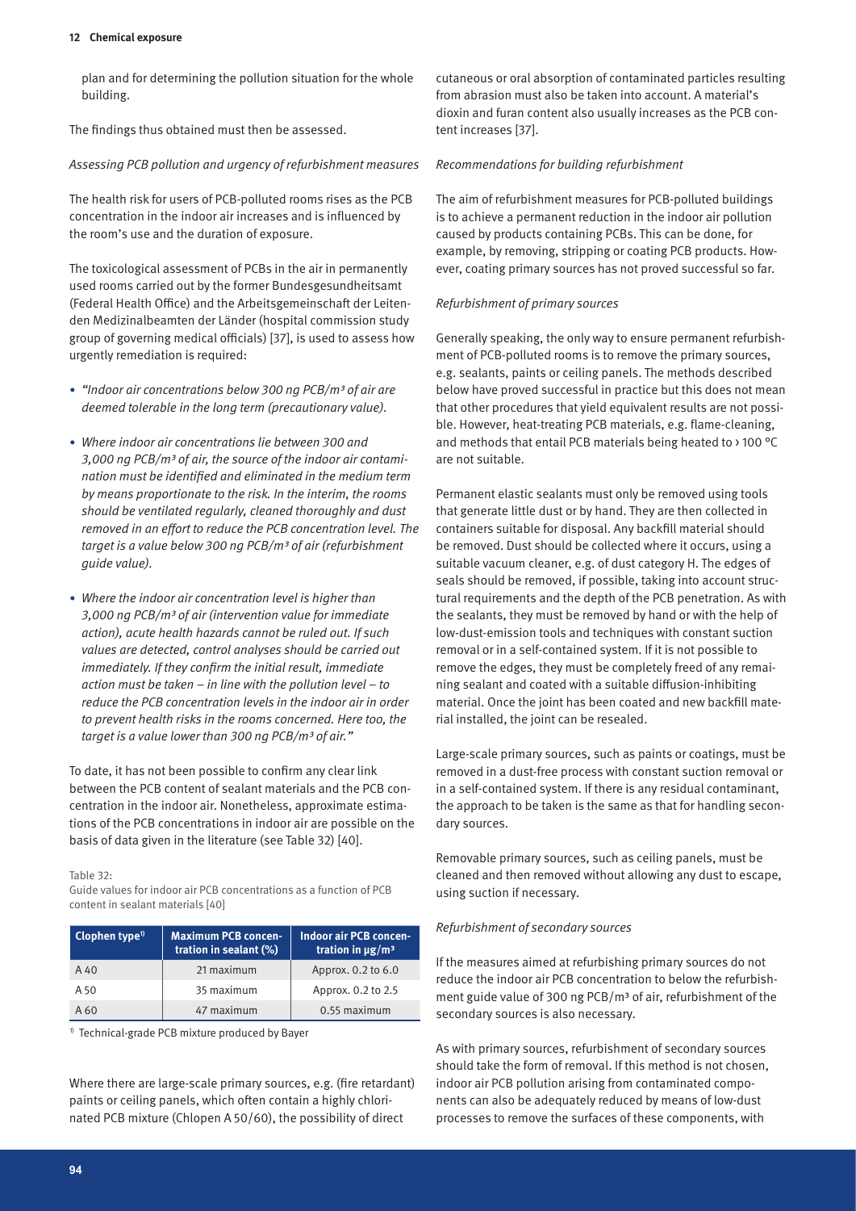plan and for determining the pollution situation for the whole building.

The findings thus obtained must then be assessed.

*Assessing PCB pollution and urgency of refurbishment measures*

The health risk for users of PCB-polluted rooms rises as the PCB concentration in the indoor air increases and is influenced by the room's use and the duration of exposure.

The toxicological assessment of PCBs in the air in permanently used rooms carried out by the former Bundesgesundheitsamt (Federal Health Office) and the Arbeitsgemeinschaft der Leitenden Medizinalbeamten der Länder (hospital commission study group of governing medical officials) [37], is used to assess how urgently remediation is required:

- *"Indoor air concentrations below 300 ng PCB/m³ of air are deemed tolerable in the long term (precautionary value).*
- *Where indoor air concentrations lie between 300 and 3,000 ng PCB/m³ of air, the source of the indoor air contamination must be identified and eliminated in the medium term by means proportionate to the risk. In the interim, the rooms should be ventilated regularly, cleaned thoroughly and dust removed in an effort to reduce the PCB concentration level. The target is a value below 300 ng PCB/m³ of air (refurbishment guide value).*
- *Where the indoor air concentration level is higher than 3,000 ng PCB/m³ of air (intervention value for immediate action), acute health hazards cannot be ruled out. If such values are detected, control analyses should be carried out immediately. If they confirm the initial result, immediate action must be taken – in line with the pollution level – to reduce the PCB concentration levels in the indoor air in order to prevent health risks in the rooms concerned. Here too, the target is a value lower than 300 ng PCB/m³ of air."*

To date, it has not been possible to confirm any clear link between the PCB content of sealant materials and the PCB concentration in the indoor air. Nonetheless, approximate estimations of the PCB concentrations in indoor air are possible on the basis of data given in the literature (see Table 32) [40].

Table 32:
Guide values for indoor air PCB concentrations as a function of PCB content in sealant materials [40]

| Clophen type[1] | Maximum PCB concentration in sealant (%) | Indoor air PCB concentration in µg/m³ |
|---|---|---|
| A 40 | 21 maximum | Approx. 0.2 to 6.0 |
| A 50 | 35 maximum | Approx. 0.2 to 2.5 |
| A 60 | 47 maximum | 0.55 maximum |

[1] Technical-grade PCB mixture produced by Bayer

Where there are large-scale primary sources, e.g. (fire retardant) paints or ceiling panels, which often contain a highly chlorinated PCB mixture (Chlopen A 50/60), the possibility of direct cutaneous or oral absorption of contaminated particles resulting from abrasion must also be taken into account. A material's dioxin and furan content also usually increases as the PCB content increases [37].

*Recommendations for building refurbishment*

The aim of refurbishment measures for PCB-polluted buildings is to achieve a permanent reduction in the indoor air pollution caused by products containing PCBs. This can be done, for example, by removing, stripping or coating PCB products. However, coating primary sources has not proved successful so far.

*Refurbishment of primary sources*

Generally speaking, the only way to ensure permanent refurbishment of PCB-polluted rooms is to remove the primary sources, e.g. sealants, paints or ceiling panels. The methods described below have proved successful in practice but this does not mean that other procedures that yield equivalent results are not possible. However, heat-treating PCB materials, e.g. flame-cleaning, and methods that entail PCB materials being heated to > 100 °C are not suitable.

Permanent elastic sealants must only be removed using tools that generate little dust or by hand. They are then collected in containers suitable for disposal. Any backfill material should be removed. Dust should be collected where it occurs, using a suitable vacuum cleaner, e.g. of dust category H. The edges of seals should be removed, if possible, taking into account structural requirements and the depth of the PCB penetration. As with the sealants, they must be removed by hand or with the help of low-dust-emission tools and techniques with constant suction removal or in a self-contained system. If it is not possible to remove the edges, they must be completely freed of any remaining sealant and coated with a suitable diffusion-inhibiting material. Once the joint has been coated and new backfill material installed, the joint can be resealed.

Large-scale primary sources, such as paints or coatings, must be removed in a dust-free process with constant suction removal or in a self-contained system. If there is any residual contaminant, the approach to be taken is the same as that for handling secondary sources.

Removable primary sources, such as ceiling panels, must be cleaned and then removed without allowing any dust to escape, using suction if necessary.

*Refurbishment of secondary sources*

If the measures aimed at refurbishing primary sources do not reduce the indoor air PCB concentration to below the refurbishment guide value of 300 ng PCB/m³ of air, refurbishment of the secondary sources is also necessary.

As with primary sources, refurbishment of secondary sources should take the form of removal. If this method is not chosen, indoor air PCB pollution arising from contaminated components can also be adequately reduced by means of low-dust processes to remove the surfaces of these components, with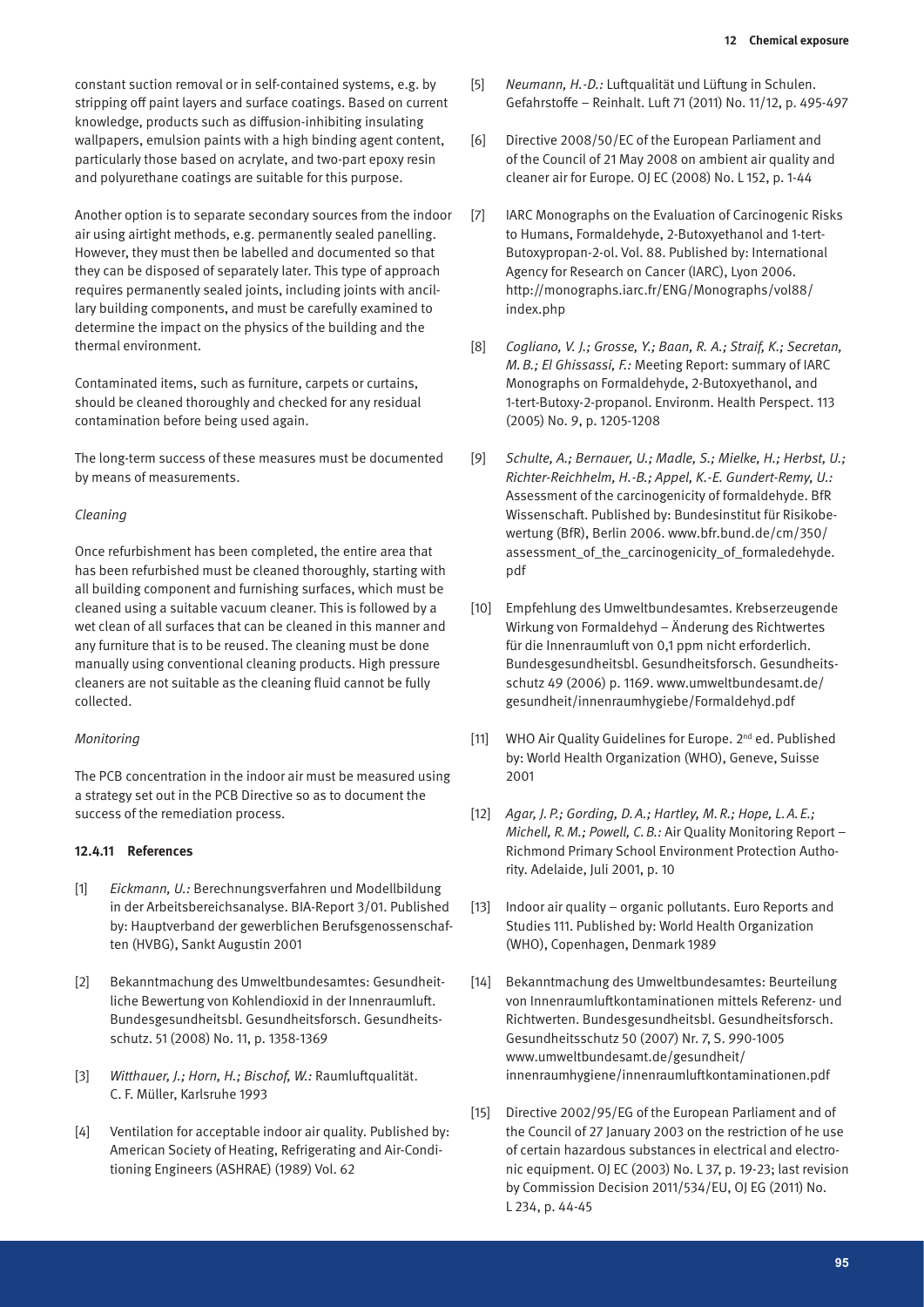constant suction removal or in self-contained systems, e.g. by stripping off paint layers and surface coatings. Based on current knowledge, products such as diffusion-inhibiting insulating wallpapers, emulsion paints with a high binding agent content, particularly those based on acrylate, and two-part epoxy resin and polyurethane coatings are suitable for this purpose.

Another option is to separate secondary sources from the indoor air using airtight methods, e.g. permanently sealed panelling. However, they must then be labelled and documented so that they can be disposed of separately later. This type of approach requires permanently sealed joints, including joints with ancillary building components, and must be carefully examined to determine the impact on the physics of the building and the thermal environment.

Contaminated items, such as furniture, carpets or curtains, should be cleaned thoroughly and checked for any residual contamination before being used again.

The long-term success of these measures must be documented by means of measurements.

*Cleaning*

Once refurbishment has been completed, the entire area that has been refurbished must be cleaned thoroughly, starting with all building component and furnishing surfaces, which must be cleaned using a suitable vacuum cleaner. This is followed by a wet clean of all surfaces that can be cleaned in this manner and any furniture that is to be reused. The cleaning must be done manually using conventional cleaning products. High pressure cleaners are not suitable as the cleaning fluid cannot be fully collected.

*Monitoring*

The PCB concentration in the indoor air must be measured using a strategy set out in the PCB Directive so as to document the success of the remediation process.

#### 12.4.11 References

[1] *Eickmann, U.:* Berechnungsverfahren und Modellbildung in der Arbeitsbereichsanalyse. BIA-Report 3/01. Published by: Hauptverband der gewerblichen Berufsgenossenschaften (HVBG), Sankt Augustin 2001

[2] Bekanntmachung des Umweltbundesamtes: Gesundheitliche Bewertung von Kohlendioxid in der Innenraumluft. Bundesgesundheitsbl. Gesundheitsforsch. Gesundheitsschutz. 51 (2008) No. 11, p. 1358-1369

[3] *Witthauer, J.; Horn, H.; Bischof, W.:* Raumluftqualität. C. F. Müller, Karlsruhe 1993

[4] Ventilation for acceptable indoor air quality. Published by: American Society of Heating, Refrigerating and Air-Conditioning Engineers (ASHRAE) (1989) Vol. 62

[5] *Neumann, H.-D.:* Luftqualität und Lüftung in Schulen. Gefahrstoffe – Reinhalt. Luft 71 (2011) No. 11/12, p. 495-497

[6] Directive 2008/50/EC of the European Parliament and of the Council of 21 May 2008 on ambient air quality and cleaner air for Europe. OJ EC (2008) No. L 152, p. 1-44

[7] IARC Monographs on the Evaluation of Carcinogenic Risks to Humans, Formaldehyde, 2-Butoxyethanol and 1-tert-Butoxypropan-2-ol. Vol. 88. Published by: International Agency for Research on Cancer (IARC), Lyon 2006. http://monographs.iarc.fr/ENG/Monographs/vol88/index.php

[8] *Cogliano, V. J.; Grosse, Y.; Baan, R. A.; Straif, K.; Secretan, M. B.; El Ghissassi, F.:* Meeting Report: summary of IARC Monographs on Formaldehyde, 2-Butoxyethanol, and 1-tert-Butoxy-2-propanol. Environm. Health Perspect. 113 (2005) No. 9, p. 1205-1208

[9] *Schulte, A.; Bernauer, U.; Madle, S.; Mielke, H.; Herbst, U.; Richter-Reichhelm, H.-B.; Appel, K.-E. Gundert-Remy, U.:* Assessment of the carcinogenicity of formaldehyde. BfR Wissenschaft. Published by: Bundesinstitut für Risikobewertung (BfR), Berlin 2006. www.bfr.bund.de/cm/350/assessment_of_the_carcinogenicity_of_formaledehyde.pdf

[10] Empfehlung des Umweltbundesamtes. Krebserzeugende Wirkung von Formaldehyd – Änderung des Richtwertes für die Innenraumluft von 0,1 ppm nicht erforderlich. Bundesgesundheitsbl. Gesundheitsforsch. Gesundheitsschutz 49 (2006) p. 1169. www.umweltbundesamt.de/gesundheit/innenraumhygiebe/Formaldehyd.pdf

[11] WHO Air Quality Guidelines for Europe. 2nd ed. Published by: World Health Organization (WHO), Geneve, Suisse 2001

[12] *Agar, J. P.; Gording, D. A.; Hartley, M. R.; Hope, L. A. E.; Michell, R. M.; Powell, C. B.:* Air Quality Monitoring Report – Richmond Primary School Environment Protection Authority. Adelaide, Juli 2001, p. 10

[13] Indoor air quality – organic pollutants. Euro Reports and Studies 111. Published by: World Health Organization (WHO), Copenhagen, Denmark 1989

[14] Bekanntmachung des Umweltbundesamtes: Beurteilung von Innenraumluftkontaminationen mittels Referenz- und Richtwerten. Bundesgesundheitsbl. Gesundheitsforsch. Gesundheitsschutz 50 (2007) Nr. 7, S. 990-1005 www.umweltbundesamt.de/gesundheit/innenraumhygiene/innenraumluftkontaminationen.pdf

[15] Directive 2002/95/EG of the European Parliament and of the Council of 27 January 2003 on the restriction of he use of certain hazardous substances in electrical and electronic equipment. OJ EC (2003) No. L 37, p. 19-23; last revision by Commission Decision 2011/534/EU, OJ EG (2011) No. L 234, p. 44-45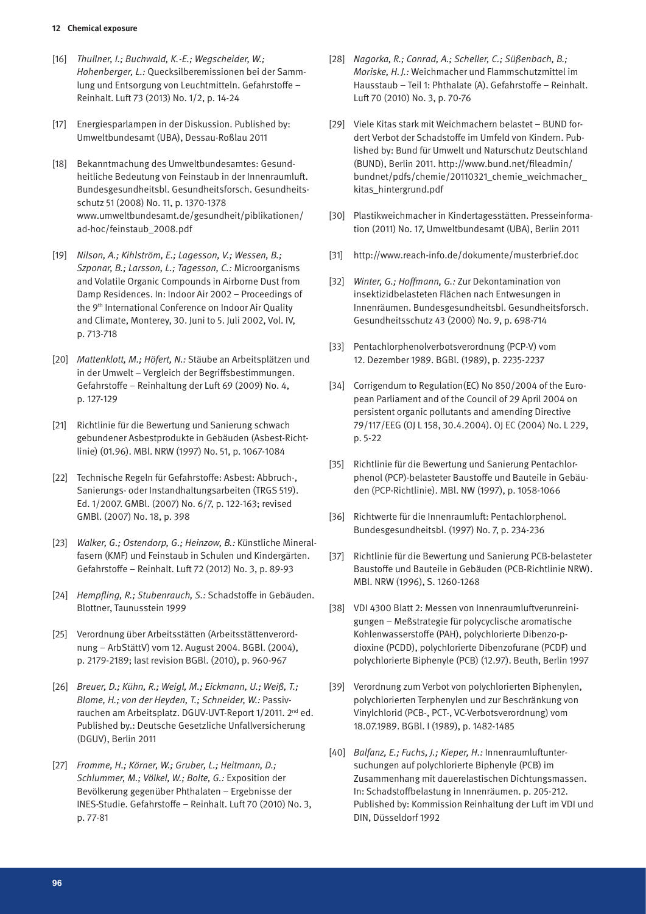[16] *Thullner, I.; Buchwald, K.-E.; Wegscheider, W.; Hohenberger, L.:* Quecksilberemissionen bei der Sammlung und Entsorgung von Leuchtmitteln. Gefahrstoffe – Reinhalt. Luft 73 (2013) No. 1/2, p. 14-24

[17] Energiesparlampen in der Diskussion. Published by: Umweltbundesamt (UBA), Dessau-Roßlau 2011

[18] Bekanntmachung des Umweltbundesamtes: Gesundheitliche Bedeutung von Feinstaub in der Innenraumluft. Bundesgesundheitsbl. Gesundheitsforsch. Gesundheitsschutz 51 (2008) No. 11, p. 1370-1378 www.umweltbundesamt.de/gesundheit/piblikationen/ad-hoc/feinstaub_2008.pdf

[19] *Nilson, A.; Kihlström, E.; Lagesson, V.; Wessen, B.; Szponar, B.; Larsson, L.; Tagesson, C.:* Microorganisms and Volatile Organic Compounds in Airborne Dust from Damp Residences. In: Indoor Air 2002 – Proceedings of the 9th International Conference on Indoor Air Quality and Climate, Monterey, 30. Juni to 5. Juli 2002, Vol. IV, p. 713-718

[20] *Mattenklott, M.; Höfert, N.:* Stäube an Arbeitsplätzen und in der Umwelt – Vergleich der Begriffsbestimmungen. Gefahrstoffe – Reinhaltung der Luft 69 (2009) No. 4, p. 127-129

[21] Richtlinie für die Bewertung und Sanierung schwach gebundener Asbestprodukte in Gebäuden (Asbest-Richtlinie) (01.96). MBl. NRW (1997) No. 51, p. 1067-1084

[22] Technische Regeln für Gefahrstoffe: Asbest: Abbruch-, Sanierungs- oder Instandhaltungsarbeiten (TRGS 519). Ed. 1/2007. GMBl. (2007) No. 6/7, p. 122-163; revised GMBl. (2007) No. 18, p. 398

[23] *Walker, G.; Ostendorp, G.; Heinzow, B.:* Künstliche Mineralfasern (KMF) und Feinstaub in Schulen und Kindergärten. Gefahrstoffe – Reinhalt. Luft 72 (2012) No. 3, p. 89-93

[24] *Hempfling, R.; Stubenrauch, S.:* Schadstoffe in Gebäuden. Blottner, Taunusstein 1999

[25] Verordnung über Arbeitsstätten (Arbeitsstättenverordnung – ArbStättV) vom 12. August 2004. BGBl. (2004), p. 2179-2189; last revision BGBl. (2010), p. 960-967

[26] *Breuer, D.; Kühn, R.; Weigl, M.; Eickmann, U.; Weiß, T.; Blome, H.; von der Heyden, T.; Schneider, W.:* Passivrauchen am Arbeitsplatz. DGUV-UVT-Report 1/2011. 2nd ed. Published by.: Deutsche Gesetzliche Unfallversicherung (DGUV), Berlin 2011

[27] *Fromme, H.; Körner, W.; Gruber, L.; Heitmann, D.; Schlummer, M.; Völkel, W.; Bolte, G.:* Exposition der Bevölkerung gegenüber Phthalaten – Ergebnisse der INES-Studie. Gefahrstoffe – Reinhalt. Luft 70 (2010) No. 3, p. 77-81

[28] *Nagorka, R.; Conrad, A.; Scheller, C.; Süßenbach, B.; Moriske, H. J.:* Weichmacher und Flammschutzmittel im Hausstaub – Teil 1: Phthalate (A). Gefahrstoffe – Reinhalt. Luft 70 (2010) No. 3, p. 70-76

[29] Viele Kitas stark mit Weichmachern belastet – BUND fordert Verbot der Schadstoffe im Umfeld von Kindern. Published by: Bund für Umwelt und Naturschutz Deutschland (BUND), Berlin 2011. http://www.bund.net/fileadmin/bundnet/pdfs/chemie/20110321_chemie_weichmacher_kitas_hintergrund.pdf

[30] Plastikweichmacher in Kindertagesstätten. Presseinformation (2011) No. 17, Umweltbundesamt (UBA), Berlin 2011

[31] http://www.reach-info.de/dokumente/musterbrief.doc

[32] *Winter, G.; Hoffmann, G.:* Zur Dekontamination von insektizidbelasteten Flächen nach Entwesungen in Innenräumen. Bundesgesundheitsbl. Gesundheitsforsch. Gesundheitsschutz 43 (2000) No. 9, p. 698-714

[33] Pentachlorphenolverbotsverordnung (PCP-V) vom 12. Dezember 1989. BGBl. (1989), p. 2235-2237

[34] Corrigendum to Regulation(EC) No 850/2004 of the European Parliament and of the Council of 29 April 2004 on persistent organic pollutants and amending Directive 79/117/EEG (OJ L 158, 30.4.2004). OJ EC (2004) No. L 229, p. 5-22

[35] Richtlinie für die Bewertung und Sanierung Pentachlorphenol (PCP)-belasteter Baustoffe und Bauteile in Gebäuden (PCP-Richtlinie). MBl. NW (1997), p. 1058-1066

[36] Richtwerte für die Innenraumluft: Pentachlorphenol. Bundesgesundheitsbl. (1997) No. 7, p. 234-236

[37] Richtlinie für die Bewertung und Sanierung PCB-belasteter Baustoffe und Bauteile in Gebäuden (PCB-Richtlinie NRW). MBl. NRW (1996), S. 1260-1268

[38] VDI 4300 Blatt 2: Messen von Innenraumluftverunreinigungen – Meßstrategie für polycyclische aromatische Kohlenwasserstoffe (PAH), polychlorierte Dibenzo-p-dioxine (PCDD), polychlorierte Dibenzofurane (PCDF) und polychlorierte Biphenyle (PCB) (12.97). Beuth, Berlin 1997

[39] Verordnung zum Verbot von polychlorierten Biphenylen, polychlorierten Terphenylen und zur Beschränkung von Vinylchlorid (PCB-, PCT-, VC-Verbotsverordnung) vom 18.07.1989. BGBl. I (1989), p. 1482-1485

[40] *Balfanz, E.; Fuchs, J.; Kieper, H.:* Innenraumluftuntersuchungen auf polychlorierte Biphenyle (PCB) im Zusammenhang mit dauerelastischen Dichtungsmassen. In: Schadstoffbelastung in Innenräumen. p. 205-212. Published by: Kommission Reinhaltung der Luft im VDI und DIN, Düsseldorf 1992